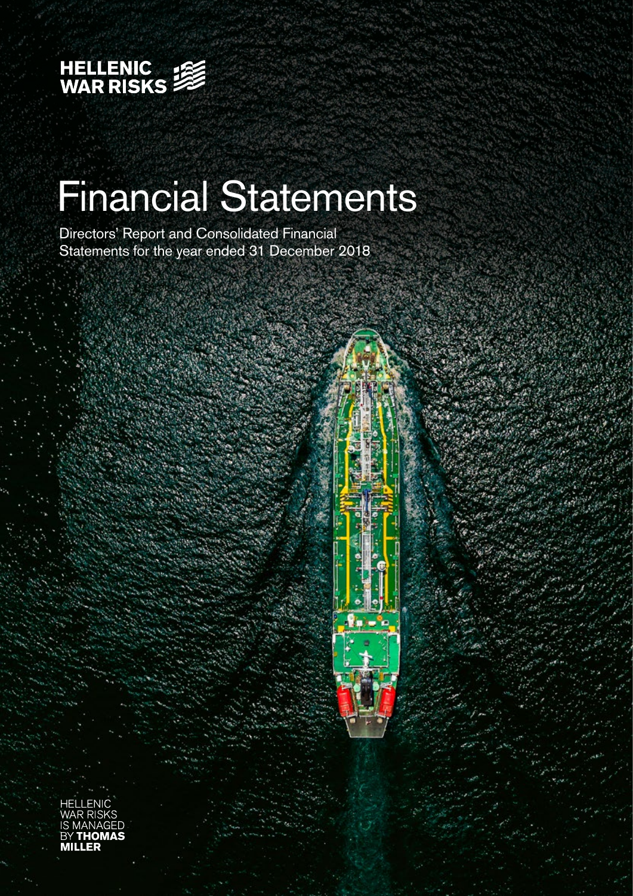HELLENIC WAR RISKS

# Financial Statements

Directors' Report and Consolidated Financial Statements for the year ended 31 December 2018

HELLENIC WAR RISKS IS MANAGED BY **THOMAS MILLER**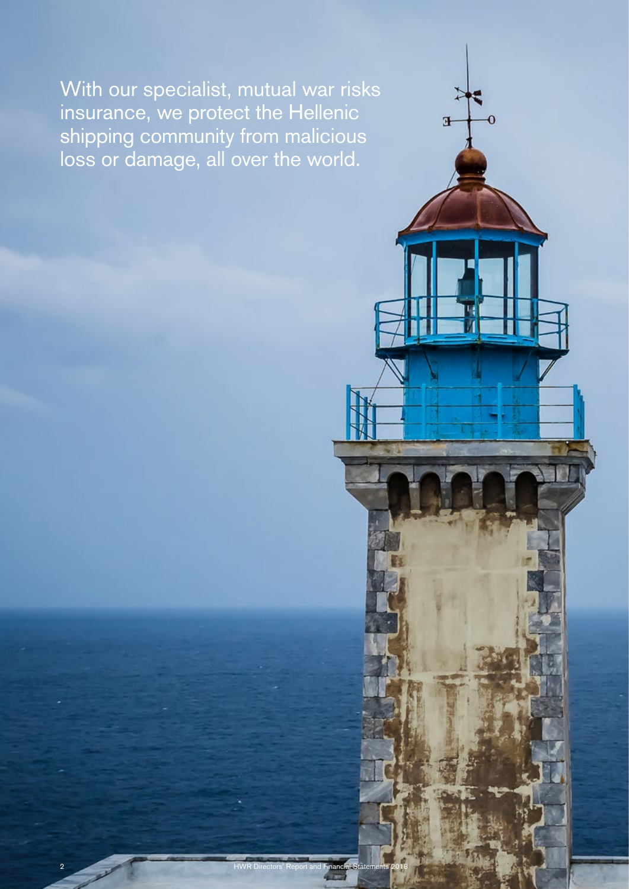With our specialist, mutual war risks insurance, we protect the Hellenic shipping community from malicious loss or damage, all over the world.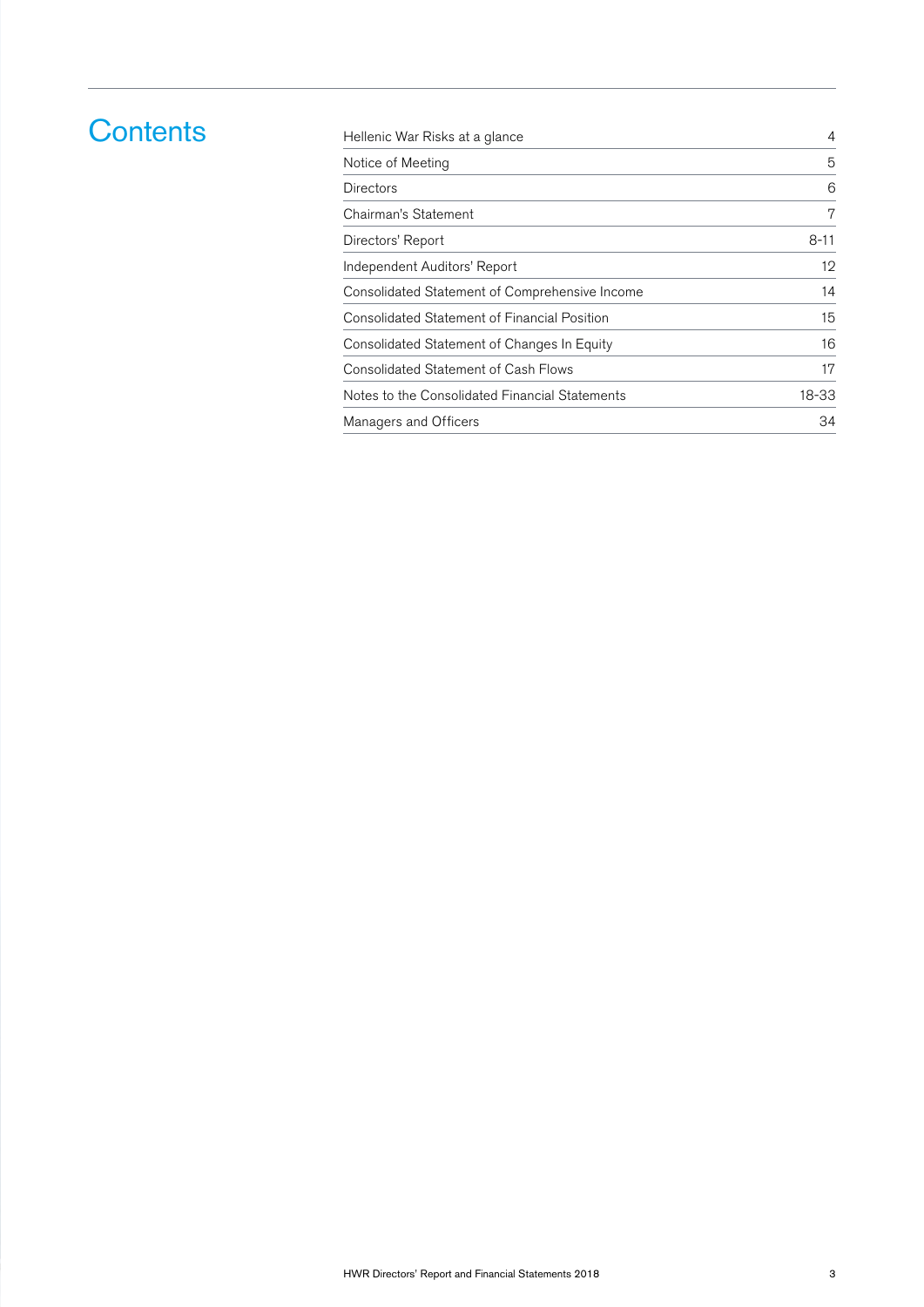# Contents

| | |
|---|---|
| Hellenic War Risks at a glance | 4 |
| Notice of Meeting | 5 |
| Directors | 6 |
| Chairman's Statement | 7 |
| Directors' Report | 8-11 |
| Independent Auditors' Report | 12 |
| Consolidated Statement of Comprehensive Income | 14 |
| Consolidated Statement of Financial Position | 15 |
| Consolidated Statement of Changes In Equity | 16 |
| Consolidated Statement of Cash Flows | 17 |
| Notes to the Consolidated Financial Statements | 18-33 |
| Managers and Officers | 34 |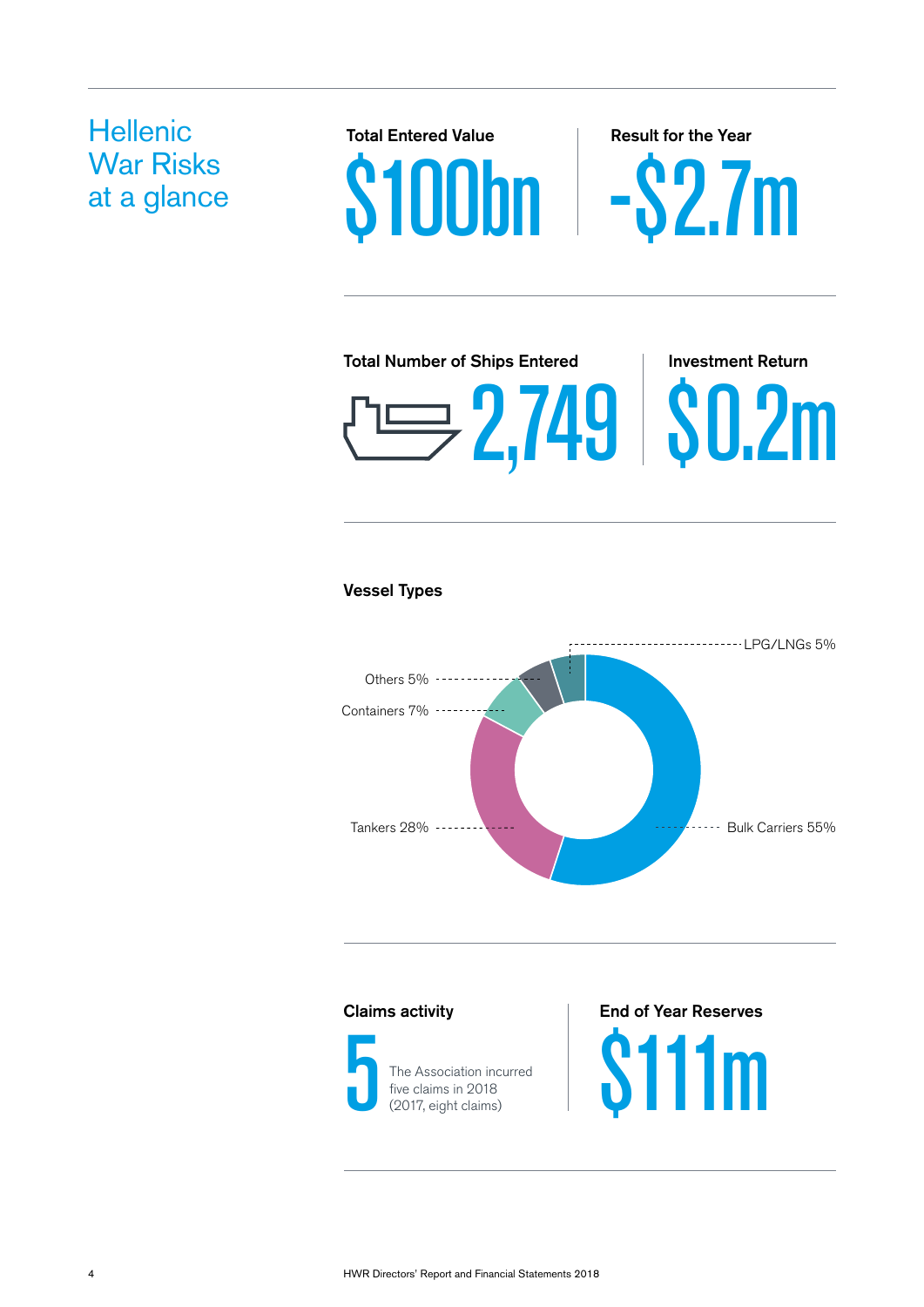# Hellenic War Risks at a glance

**Total Entered Value**

$100bn

**Result for the Year**

-$2.7m

**Total Number of Ships Entered**

2,749

**Investment Return**

$0.2m

**Vessel Types**

- Bulk Carriers 55%
- Tankers 28%
- Containers 7%
- Others 5%
- LPG/LNGs 5%

**Claims activity**

5

The Association incurred five claims in 2018 (2017, eight claims)

**End of Year Reserves**

$111m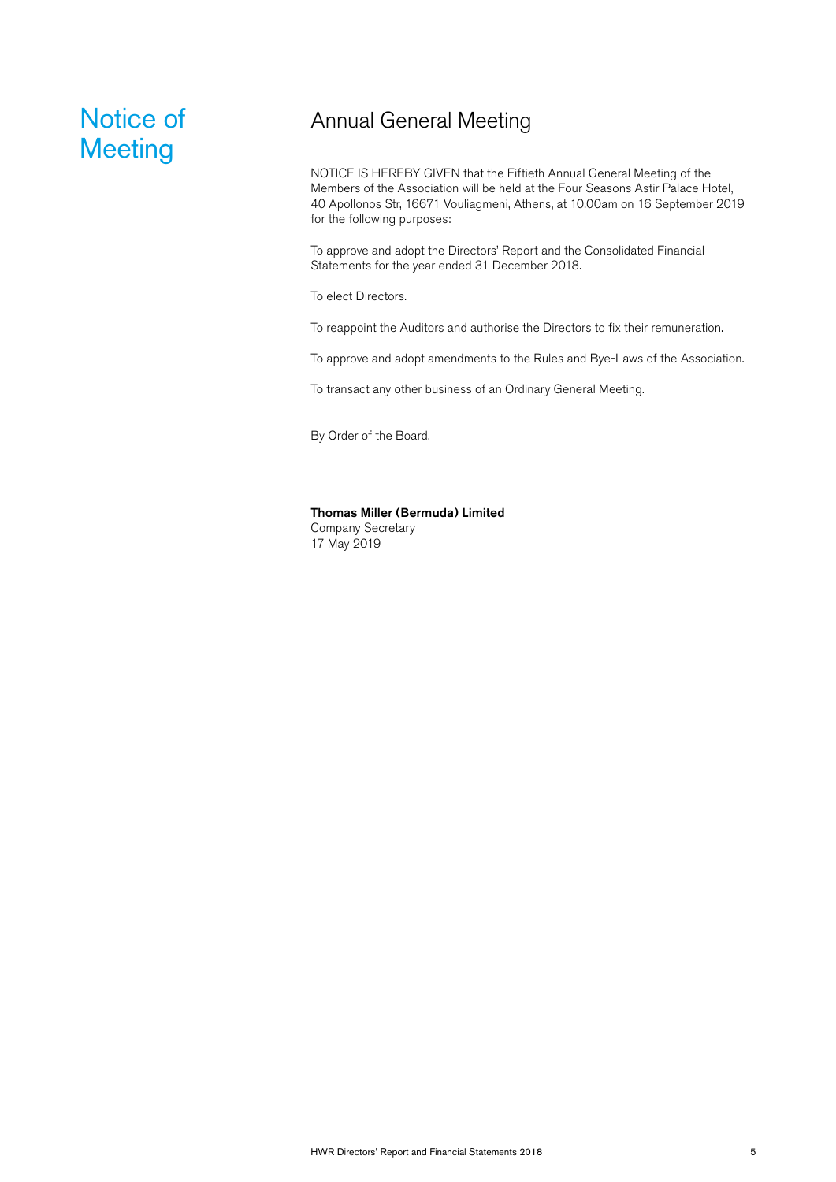# Notice of Meeting

## Annual General Meeting

NOTICE IS HEREBY GIVEN that the Fiftieth Annual General Meeting of the Members of the Association will be held at the Four Seasons Astir Palace Hotel, 40 Apollonos Str, 16671 Vouliagmeni, Athens, at 10.00am on 16 September 2019 for the following purposes:

To approve and adopt the Directors' Report and the Consolidated Financial Statements for the year ended 31 December 2018.

To elect Directors.

To reappoint the Auditors and authorise the Directors to fix their remuneration.

To approve and adopt amendments to the Rules and Bye-Laws of the Association.

To transact any other business of an Ordinary General Meeting.

By Order of the Board.

**Thomas Miller (Bermuda) Limited**
Company Secretary
17 May 2019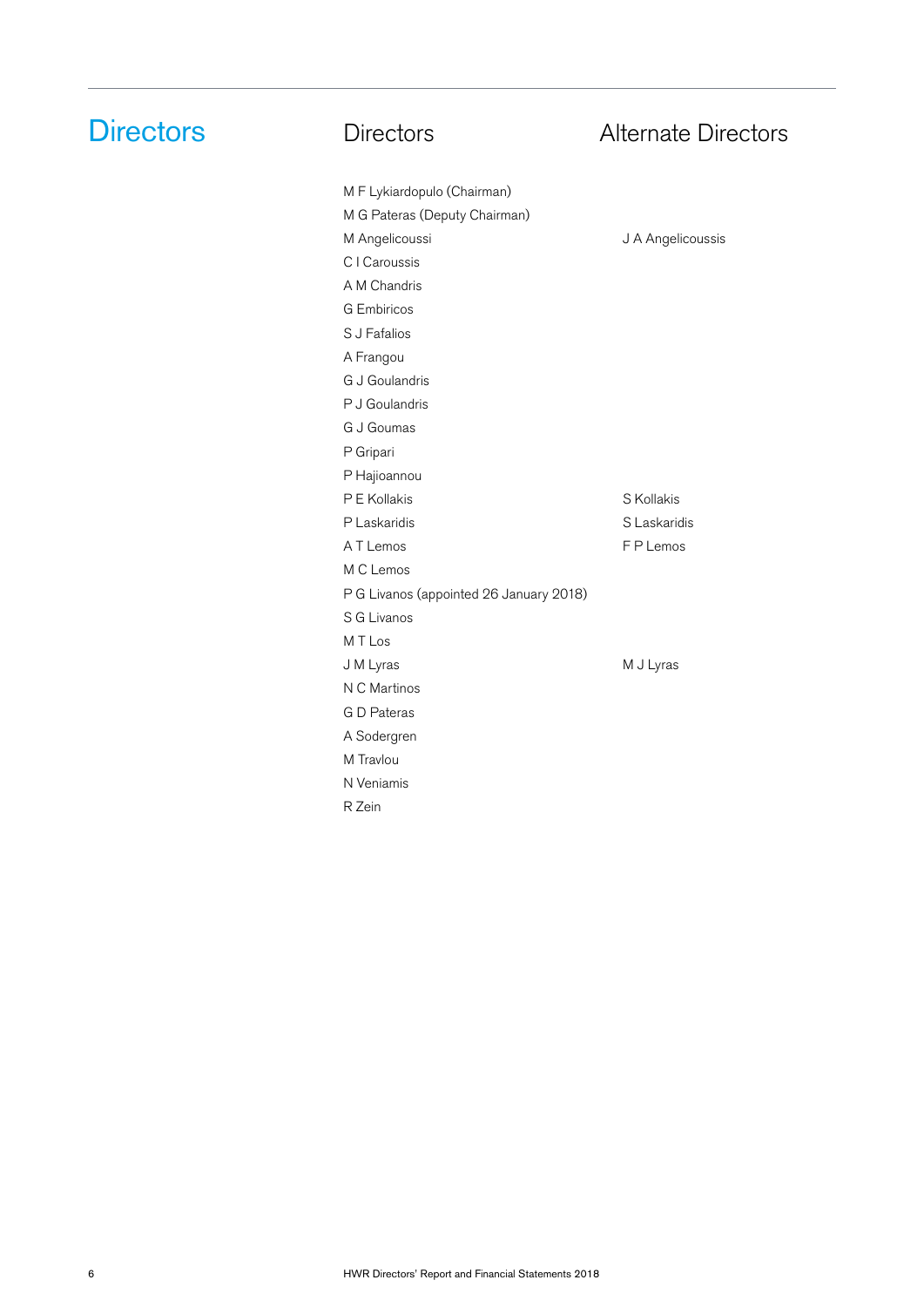# Directors

| Directors | Alternate Directors |
|---|---|
| M F Lykiardopulo (Chairman) | |
| M G Pateras (Deputy Chairman) | |
| M Angelicoussi | J A Angelicoussis |
| C I Caroussis | |
| A M Chandris | |
| G Embiricos | |
| S J Fafalios | |
| A Frangou | |
| G J Goulandris | |
| P J Goulandris | |
| G J Goumas | |
| P Gripari | |
| P Hajioannou | |
| P E Kollakis | S Kollakis |
| P Laskaridis | S Laskaridis |
| A T Lemos | F P Lemos |
| M C Lemos | |
| P G Livanos (appointed 26 January 2018) | |
| S G Livanos | |
| M T Los | |
| J M Lyras | M J Lyras |
| N C Martinos | |
| G D Pateras | |
| A Sodergren | |
| M Travlou | |
| N Veniamis | |
| R Zein | |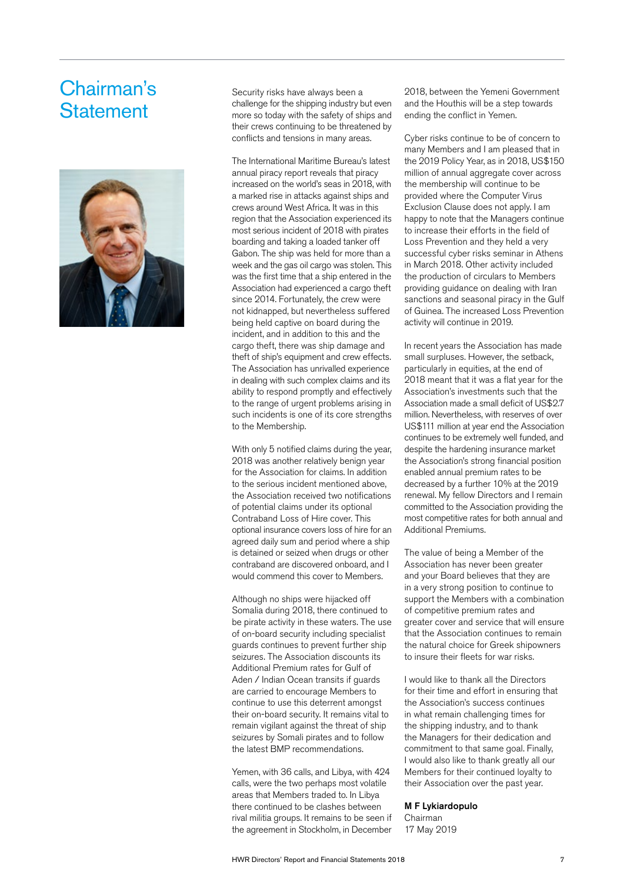# Chairman's Statement

Security risks have always been a challenge for the shipping industry but even more so today with the safety of ships and their crews continuing to be threatened by conflicts and tensions in many areas.

The International Maritime Bureau's latest annual piracy report reveals that piracy increased on the world's seas in 2018, with a marked rise in attacks against ships and crews around West Africa. It was in this region that the Association experienced its most serious incident of 2018 with pirates boarding and taking a loaded tanker off Gabon. The ship was held for more than a week and the gas oil cargo was stolen. This was the first time that a ship entered in the Association had experienced a cargo theft since 2014. Fortunately, the crew were not kidnapped, but nevertheless suffered being held captive on board during the incident, and in addition to this and the cargo theft, there was ship damage and theft of ship's equipment and crew effects. The Association has unrivalled experience in dealing with such complex claims and its ability to respond promptly and effectively to the range of urgent problems arising in such incidents is one of its core strengths to the Membership.

With only 5 notified claims during the year, 2018 was another relatively benign year for the Association for claims. In addition to the serious incident mentioned above, the Association received two notifications of potential claims under its optional Contraband Loss of Hire cover. This optional insurance covers loss of hire for an agreed daily sum and period where a ship is detained or seized when drugs or other contraband are discovered onboard, and I would commend this cover to Members.

Although no ships were hijacked off Somalia during 2018, there continued to be pirate activity in these waters. The use of on-board security including specialist guards continues to prevent further ship seizures. The Association discounts its Additional Premium rates for Gulf of Aden / Indian Ocean transits if guards are carried to encourage Members to continue to use this deterrent amongst their on-board security. It remains vital to remain vigilant against the threat of ship seizures by Somali pirates and to follow the latest BMP recommendations.

Yemen, with 36 calls, and Libya, with 424 calls, were the two perhaps most volatile areas that Members traded to. In Libya there continued to be clashes between rival militia groups. It remains to be seen if the agreement in Stockholm, in December 2018, between the Yemeni Government and the Houthis will be a step towards ending the conflict in Yemen.

Cyber risks continue to be of concern to many Members and I am pleased that in the 2019 Policy Year, as in 2018, US$150 million of annual aggregate cover across the membership will continue to be provided where the Computer Virus Exclusion Clause does not apply. I am happy to note that the Managers continue to increase their efforts in the field of Loss Prevention and they held a very successful cyber risks seminar in Athens in March 2018. Other activity included the production of circulars to Members providing guidance on dealing with Iran sanctions and seasonal piracy in the Gulf of Guinea. The increased Loss Prevention activity will continue in 2019.

In recent years the Association has made small surpluses. However, the setback, particularly in equities, at the end of 2018 meant that it was a flat year for the Association's investments such that the Association made a small deficit of US$2.7 million. Nevertheless, with reserves of over US$111 million at year end the Association continues to be extremely well funded, and despite the hardening insurance market the Association's strong financial position enabled annual premium rates to be decreased by a further 10% at the 2019 renewal. My fellow Directors and I remain committed to the Association providing the most competitive rates for both annual and Additional Premiums.

The value of being a Member of the Association has never been greater and your Board believes that they are in a very strong position to continue to support the Members with a combination of competitive premium rates and greater cover and service that will ensure that the Association continues to remain the natural choice for Greek shipowners to insure their fleets for war risks.

I would like to thank all the Directors for their time and effort in ensuring that the Association's success continues in what remain challenging times for the shipping industry, and to thank the Managers for their dedication and commitment to that same goal. Finally, I would also like to thank greatly all our Members for their continued loyalty to their Association over the past year.

**M F Lykiardopulo**
Chairman
17 May 2019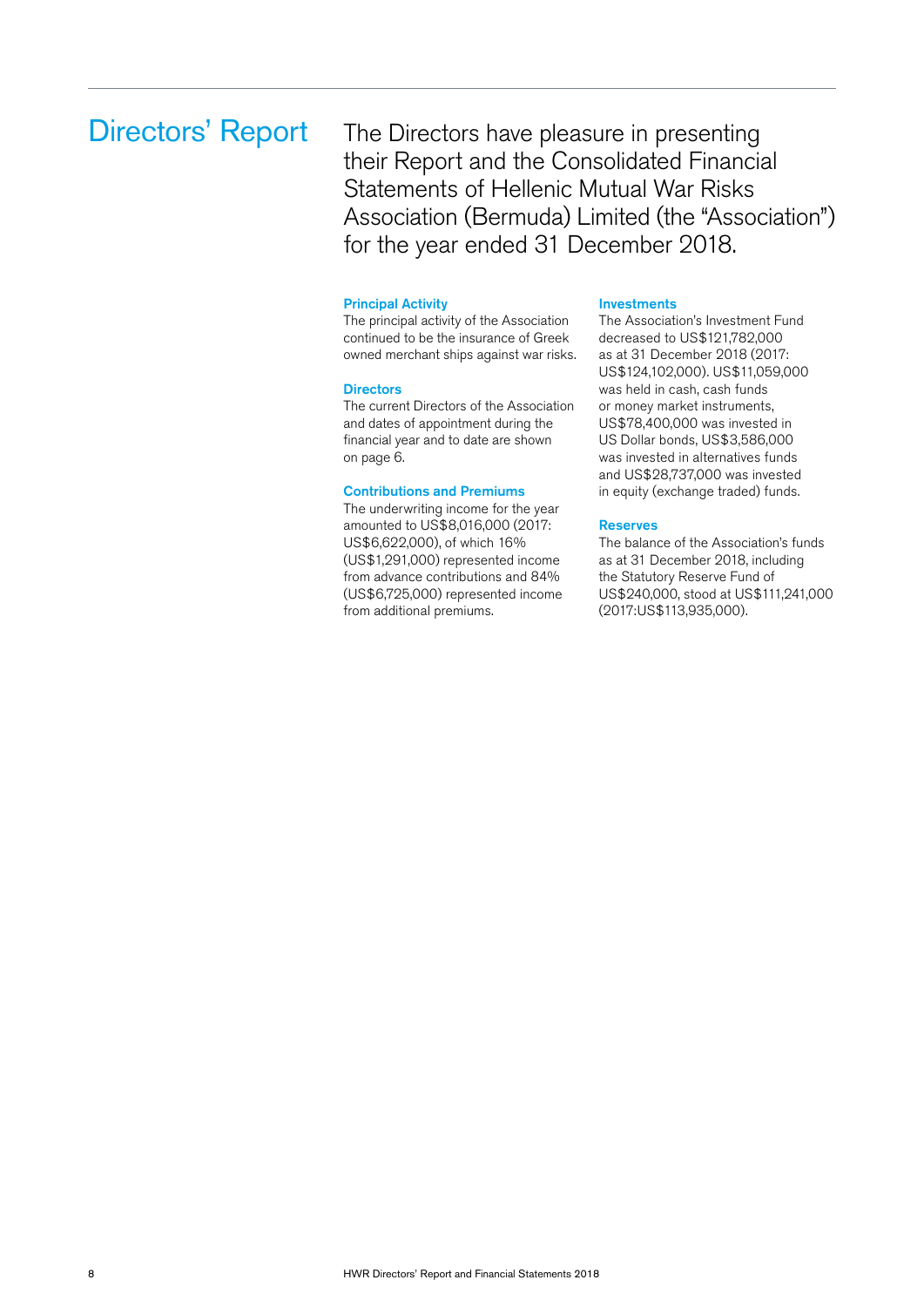# Directors' Report

The Directors have pleasure in presenting their Report and the Consolidated Financial Statements of Hellenic Mutual War Risks Association (Bermuda) Limited (the "Association") for the year ended 31 December 2018.

### Principal Activity

The principal activity of the Association continued to be the insurance of Greek owned merchant ships against war risks.

### Directors

The current Directors of the Association and dates of appointment during the financial year and to date are shown on page 6.

### Contributions and Premiums

The underwriting income for the year amounted to US$8,016,000 (2017: US$6,622,000), of which 16% (US$1,291,000) represented income from advance contributions and 84% (US$6,725,000) represented income from additional premiums.

### Investments

The Association's Investment Fund decreased to US$121,782,000 as at 31 December 2018 (2017: US$124,102,000). US$11,059,000 was held in cash, cash funds or money market instruments, US$78,400,000 was invested in US Dollar bonds, US$3,586,000 was invested in alternatives funds and US$28,737,000 was invested in equity (exchange traded) funds.

### Reserves

The balance of the Association's funds as at 31 December 2018, including the Statutory Reserve Fund of US$240,000, stood at US$111,241,000 (2017:US$113,935,000).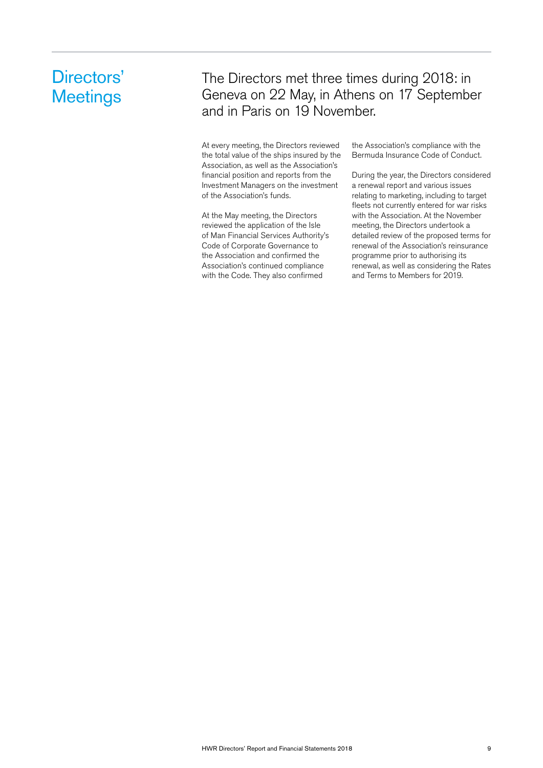# Directors' Meetings

## The Directors met three times during 2018: in Geneva on 22 May, in Athens on 17 September and in Paris on 19 November.

At every meeting, the Directors reviewed the total value of the ships insured by the Association, as well as the Association's financial position and reports from the Investment Managers on the investment of the Association's funds.

At the May meeting, the Directors reviewed the application of the Isle of Man Financial Services Authority's Code of Corporate Governance to the Association and confirmed the Association's continued compliance with the Code. They also confirmed the Association's compliance with the Bermuda Insurance Code of Conduct.

During the year, the Directors considered a renewal report and various issues relating to marketing, including to target fleets not currently entered for war risks with the Association. At the November meeting, the Directors undertook a detailed review of the proposed terms for renewal of the Association's reinsurance programme prior to authorising its renewal, as well as considering the Rates and Terms to Members for 2019.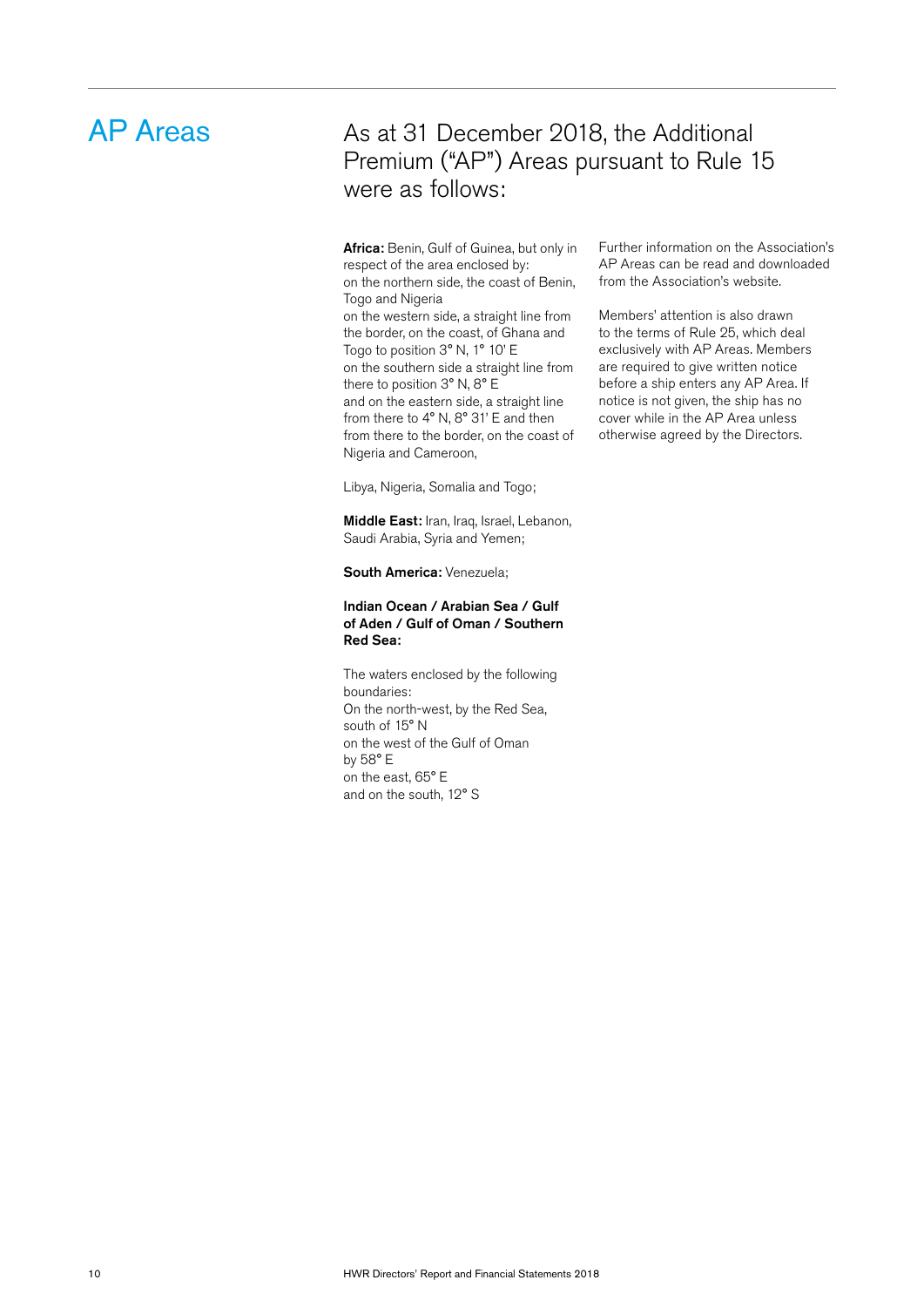# AP Areas

## As at 31 December 2018, the Additional Premium ("AP") Areas pursuant to Rule 15 were as follows:

**Africa:** Benin, Gulf of Guinea, but only in respect of the area enclosed by:
on the northern side, the coast of Benin, Togo and Nigeria
on the western side, a straight line from the border, on the coast, of Ghana and Togo to position 3° N, 1° 10' E
on the southern side a straight line from there to position 3° N, 8° E
and on the eastern side, a straight line from there to 4° N, 8° 31' E and then from there to the border, on the coast of Nigeria and Cameroon,

Libya, Nigeria, Somalia and Togo;

**Middle East:** Iran, Iraq, Israel, Lebanon, Saudi Arabia, Syria and Yemen;

**South America:** Venezuela;

**Indian Ocean / Arabian Sea / Gulf of Aden / Gulf of Oman / Southern Red Sea:**

The waters enclosed by the following boundaries:
On the north-west, by the Red Sea, south of 15° N
on the west of the Gulf of Oman by 58° E
on the east, 65° E
and on the south, 12° S

Further information on the Association's AP Areas can be read and downloaded from the Association's website.

Members' attention is also drawn to the terms of Rule 25, which deal exclusively with AP Areas. Members are required to give written notice before a ship enters any AP Area. If notice is not given, the ship has no cover while in the AP Area unless otherwise agreed by the Directors.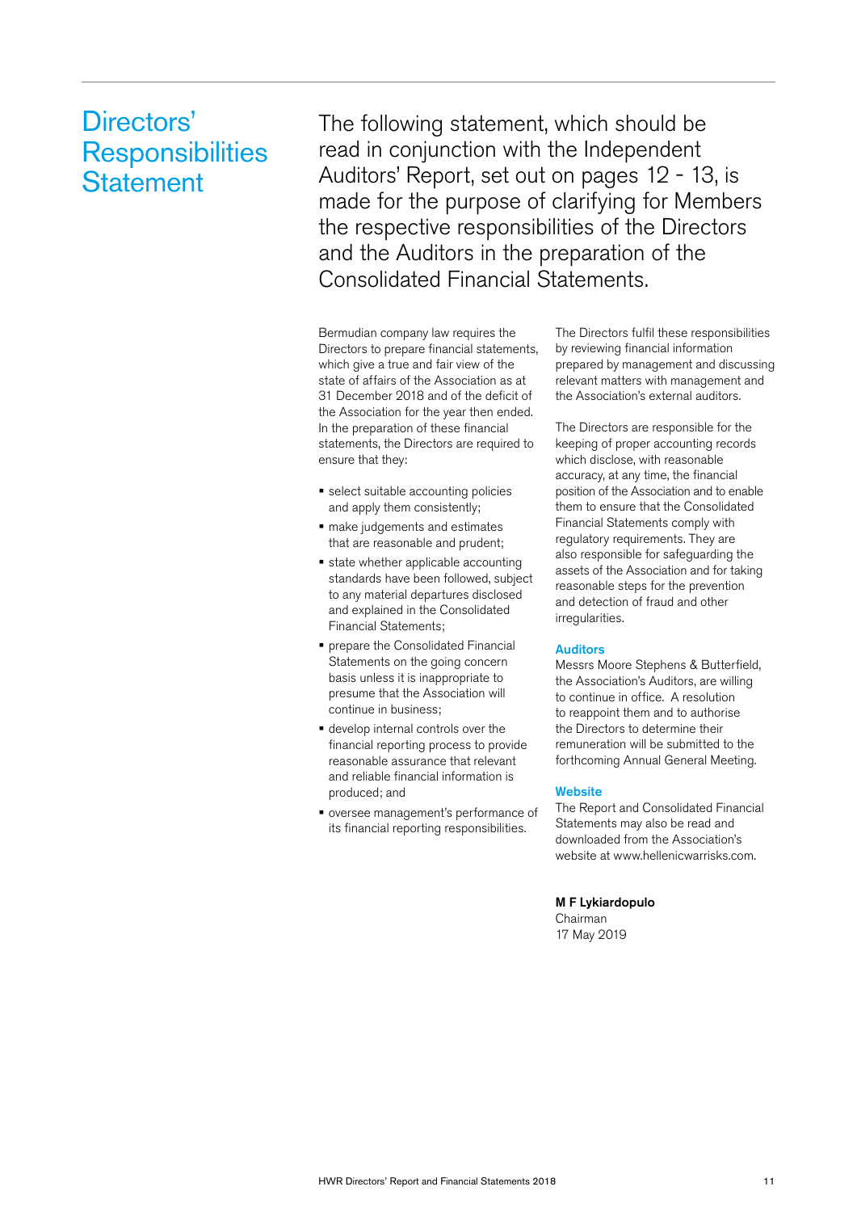# Directors' Responsibilities Statement

The following statement, which should be read in conjunction with the Independent Auditors' Report, set out on pages 12 - 13, is made for the purpose of clarifying for Members the respective responsibilities of the Directors and the Auditors in the preparation of the Consolidated Financial Statements.

Bermudian company law requires the Directors to prepare financial statements, which give a true and fair view of the state of affairs of the Association as at 31 December 2018 and of the deficit of the Association for the year then ended. In the preparation of these financial statements, the Directors are required to ensure that they:

- select suitable accounting policies and apply them consistently;
- make judgements and estimates that are reasonable and prudent;
- state whether applicable accounting standards have been followed, subject to any material departures disclosed and explained in the Consolidated Financial Statements;
- prepare the Consolidated Financial Statements on the going concern basis unless it is inappropriate to presume that the Association will continue in business;
- develop internal controls over the financial reporting process to provide reasonable assurance that relevant and reliable financial information is produced; and
- oversee management's performance of its financial reporting responsibilities.

The Directors fulfil these responsibilities by reviewing financial information prepared by management and discussing relevant matters with management and the Association's external auditors.

The Directors are responsible for the keeping of proper accounting records which disclose, with reasonable accuracy, at any time, the financial position of the Association and to enable them to ensure that the Consolidated Financial Statements comply with regulatory requirements. They are also responsible for safeguarding the assets of the Association and for taking reasonable steps for the prevention and detection of fraud and other irregularities.

## Auditors

Messrs Moore Stephens & Butterfield, the Association's Auditors, are willing to continue in office. A resolution to reappoint them and to authorise the Directors to determine their remuneration will be submitted to the forthcoming Annual General Meeting.

## Website

The Report and Consolidated Financial Statements may also be read and downloaded from the Association's website at www.hellenicwarrisks.com.

**M F Lykiardopulo**
Chairman
17 May 2019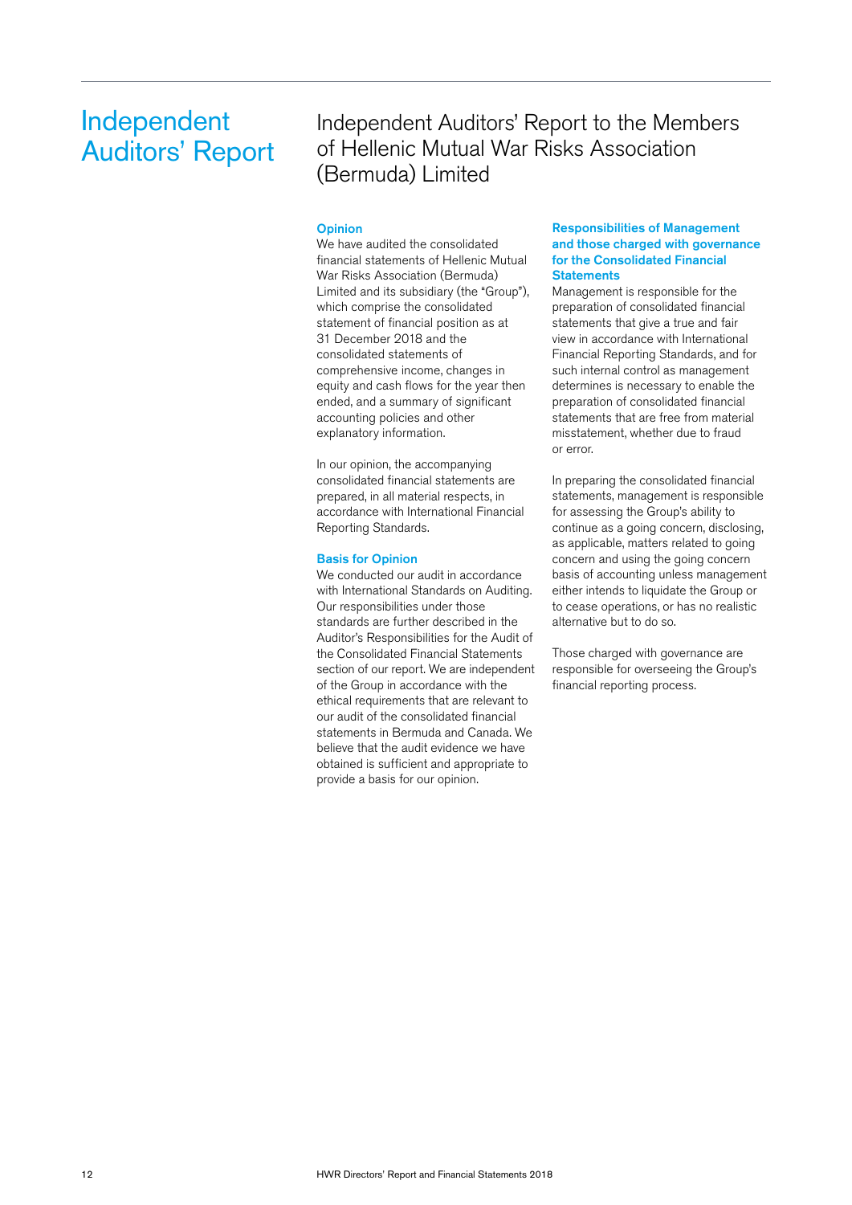# Independent Auditors' Report

## Independent Auditors' Report to the Members of Hellenic Mutual War Risks Association (Bermuda) Limited

### Opinion

We have audited the consolidated financial statements of Hellenic Mutual War Risks Association (Bermuda) Limited and its subsidiary (the "Group"), which comprise the consolidated statement of financial position as at 31 December 2018 and the consolidated statements of comprehensive income, changes in equity and cash flows for the year then ended, and a summary of significant accounting policies and other explanatory information.

In our opinion, the accompanying consolidated financial statements are prepared, in all material respects, in accordance with International Financial Reporting Standards.

### Basis for Opinion

We conducted our audit in accordance with International Standards on Auditing. Our responsibilities under those standards are further described in the Auditor's Responsibilities for the Audit of the Consolidated Financial Statements section of our report. We are independent of the Group in accordance with the ethical requirements that are relevant to our audit of the consolidated financial statements in Bermuda and Canada. We believe that the audit evidence we have obtained is sufficient and appropriate to provide a basis for our opinion.

### Responsibilities of Management and those charged with governance for the Consolidated Financial Statements

Management is responsible for the preparation of consolidated financial statements that give a true and fair view in accordance with International Financial Reporting Standards, and for such internal control as management determines is necessary to enable the preparation of consolidated financial statements that are free from material misstatement, whether due to fraud or error.

In preparing the consolidated financial statements, management is responsible for assessing the Group's ability to continue as a going concern, disclosing, as applicable, matters related to going concern and using the going concern basis of accounting unless management either intends to liquidate the Group or to cease operations, or has no realistic alternative but to do so.

Those charged with governance are responsible for overseeing the Group's financial reporting process.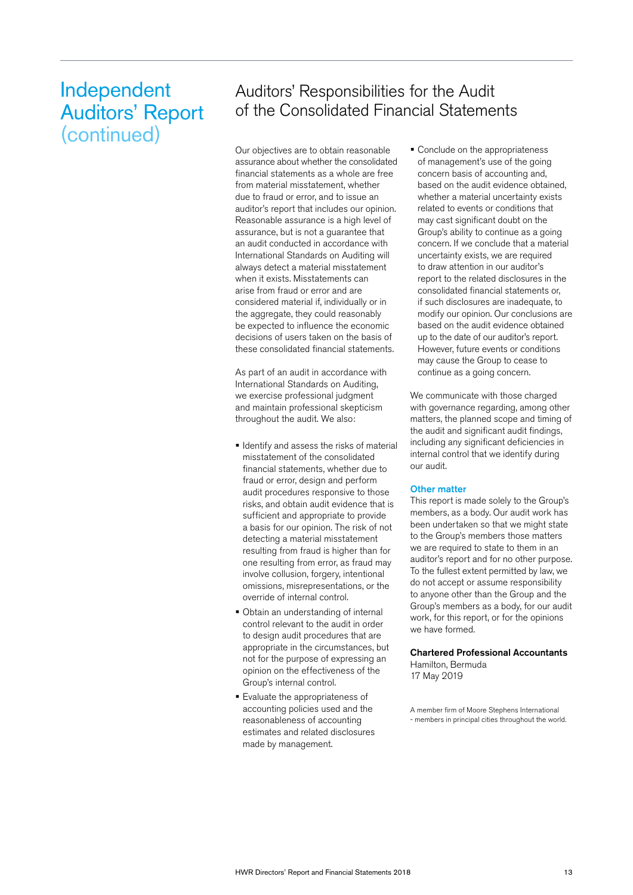# Independent Auditors' Report (continued)

## Auditors' Responsibilities for the Audit of the Consolidated Financial Statements

Our objectives are to obtain reasonable assurance about whether the consolidated financial statements as a whole are free from material misstatement, whether due to fraud or error, and to issue an auditor's report that includes our opinion. Reasonable assurance is a high level of assurance, but is not a guarantee that an audit conducted in accordance with International Standards on Auditing will always detect a material misstatement when it exists. Misstatements can arise from fraud or error and are considered material if, individually or in the aggregate, they could reasonably be expected to influence the economic decisions of users taken on the basis of these consolidated financial statements.

As part of an audit in accordance with International Standards on Auditing, we exercise professional judgment and maintain professional skepticism throughout the audit. We also:

- Identify and assess the risks of material misstatement of the consolidated financial statements, whether due to fraud or error, design and perform audit procedures responsive to those risks, and obtain audit evidence that is sufficient and appropriate to provide a basis for our opinion. The risk of not detecting a material misstatement resulting from fraud is higher than for one resulting from error, as fraud may involve collusion, forgery, intentional omissions, misrepresentations, or the override of internal control.
- Obtain an understanding of internal control relevant to the audit in order to design audit procedures that are appropriate in the circumstances, but not for the purpose of expressing an opinion on the effectiveness of the Group's internal control.
- Evaluate the appropriateness of accounting policies used and the reasonableness of accounting estimates and related disclosures made by management.
- Conclude on the appropriateness of management's use of the going concern basis of accounting and, based on the audit evidence obtained, whether a material uncertainty exists related to events or conditions that may cast significant doubt on the Group's ability to continue as a going concern. If we conclude that a material uncertainty exists, we are required to draw attention in our auditor's report to the related disclosures in the consolidated financial statements or, if such disclosures are inadequate, to modify our opinion. Our conclusions are based on the audit evidence obtained up to the date of our auditor's report. However, future events or conditions may cause the Group to cease to continue as a going concern.

We communicate with those charged with governance regarding, among other matters, the planned scope and timing of the audit and significant audit findings, including any significant deficiencies in internal control that we identify during our audit.

### Other matter

This report is made solely to the Group's members, as a body. Our audit work has been undertaken so that we might state to the Group's members those matters we are required to state to them in an auditor's report and for no other purpose. To the fullest extent permitted by law, we do not accept or assume responsibility to anyone other than the Group and the Group's members as a body, for our audit work, for this report, or for the opinions we have formed.

**Chartered Professional Accountants**
Hamilton, Bermuda
17 May 2019

A member firm of Moore Stephens International - members in principal cities throughout the world.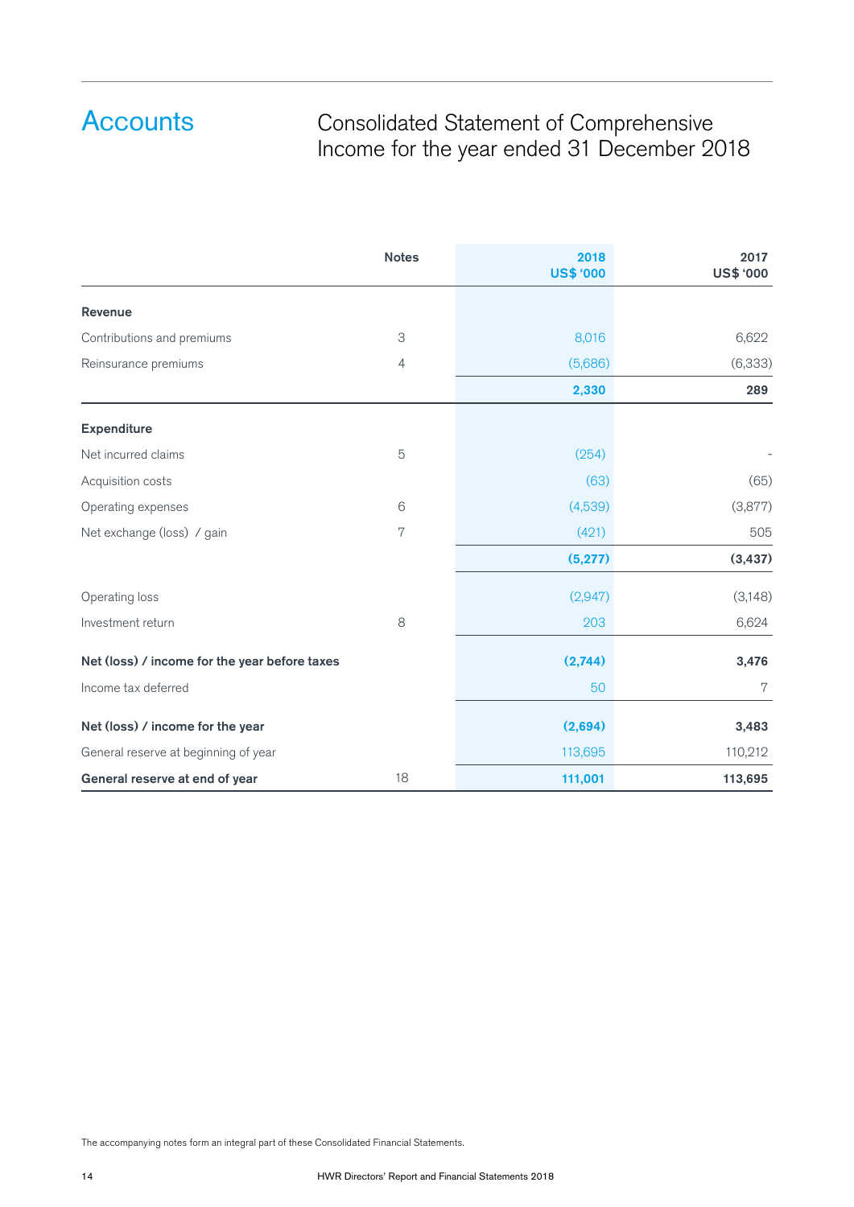# Accounts

## Consolidated Statement of Comprehensive Income for the year ended 31 December 2018

| | Notes | 2018 US$ '000 | 2017 US$ '000 |
|---|---|---|---|
| **Revenue** | | | |
| Contributions and premiums | 3 | 8,016 | 6,622 |
| Reinsurance premiums | 4 | (5,686) | (6,333) |
| | | **2,330** | **289** |
| **Expenditure** | | | |
| Net incurred claims | 5 | (254) | - |
| Acquisition costs | | (63) | (65) |
| Operating expenses | 6 | (4,539) | (3,877) |
| Net exchange (loss) / gain | 7 | (421) | 505 |
| | | **(5,277)** | **(3,437)** |
| Operating loss | | (2,947) | (3,148) |
| Investment return | 8 | 203 | 6,624 |
| **Net (loss) / income for the year before taxes** | | **(2,744)** | **3,476** |
| Income tax deferred | | 50 | 7 |
| **Net (loss) / income for the year** | | **(2,694)** | **3,483** |
| General reserve at beginning of year | | 113,695 | 110,212 |
| **General reserve at end of year** | 18 | **111,001** | **113,695** |

The accompanying notes form an integral part of these Consolidated Financial Statements.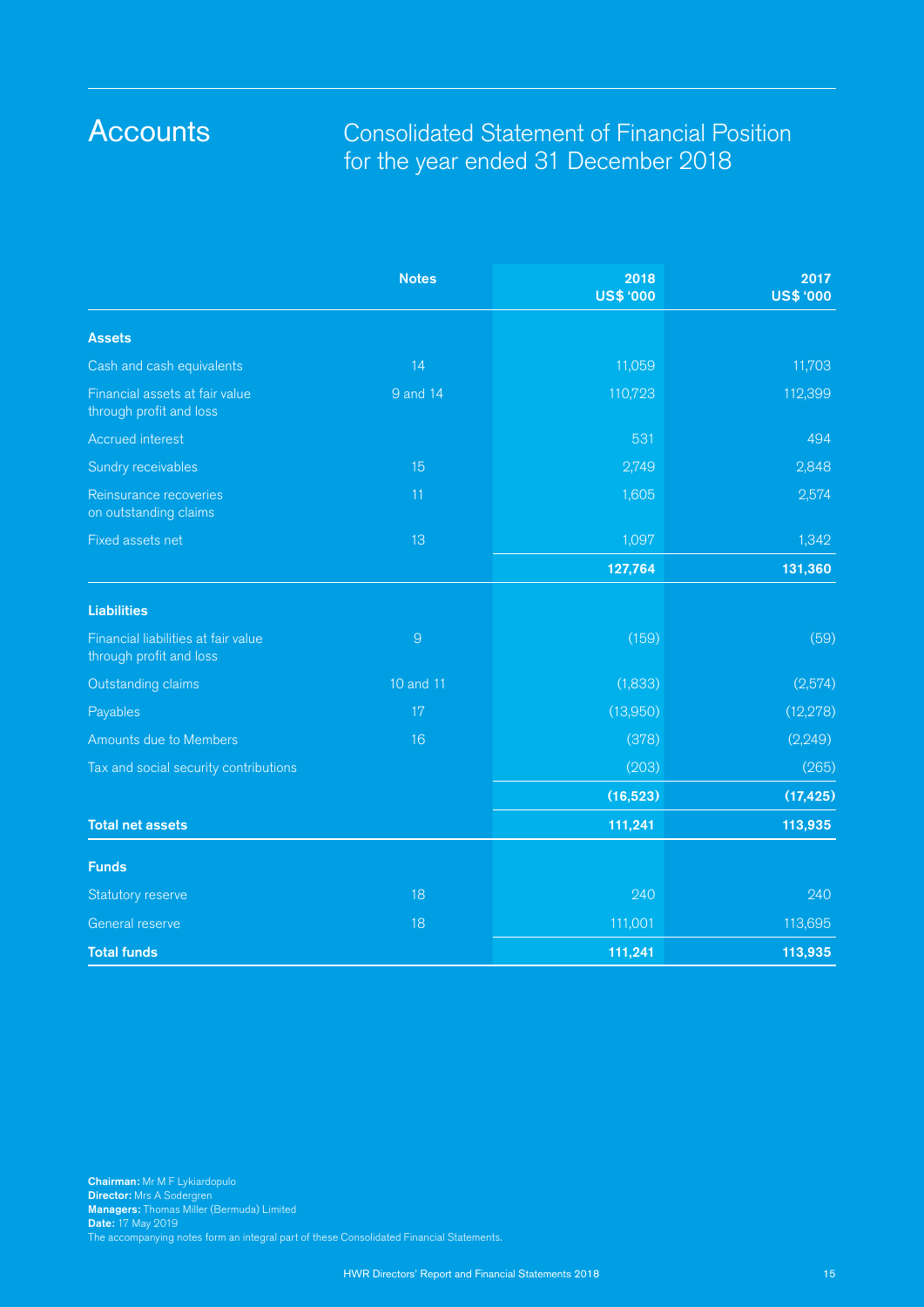# Accounts

## Consolidated Statement of Financial Position for the year ended 31 December 2018

| | Notes | 2018 US$ '000 | 2017 US$ '000 |
|---|---|---|---|
| **Assets** | | | |
| Cash and cash equivalents | 14 | 11,059 | 11,703 |
| Financial assets at fair value through profit and loss | 9 and 14 | 110,723 | 112,399 |
| Accrued interest | | 531 | 494 |
| Sundry receivables | 15 | 2,749 | 2,848 |
| Reinsurance recoveries on outstanding claims | 11 | 1,605 | 2,574 |
| Fixed assets net | 13 | 1,097 | 1,342 |
| | | **127,764** | **131,360** |
| **Liabilities** | | | |
| Financial liabilities at fair value through profit and loss | 9 | (159) | (59) |
| Outstanding claims | 10 and 11 | (1,833) | (2,574) |
| Payables | 17 | (13,950) | (12,278) |
| Amounts due to Members | 16 | (378) | (2,249) |
| Tax and social security contributions | | (203) | (265) |
| | | **(16,523)** | **(17,425)** |
| **Total net assets** | | **111,241** | **113,935** |
| **Funds** | | | |
| Statutory reserve | 18 | 240 | 240 |
| General reserve | 18 | 111,001 | 113,695 |
| **Total funds** | | **111,241** | **113,935** |

**Chairman:** Mr M F Lykiardopulo
**Director:** Mrs A Sodergren
**Managers:** Thomas Miller (Bermuda) Limited
**Date:** 17 May 2019
The accompanying notes form an integral part of these Consolidated Financial Statements.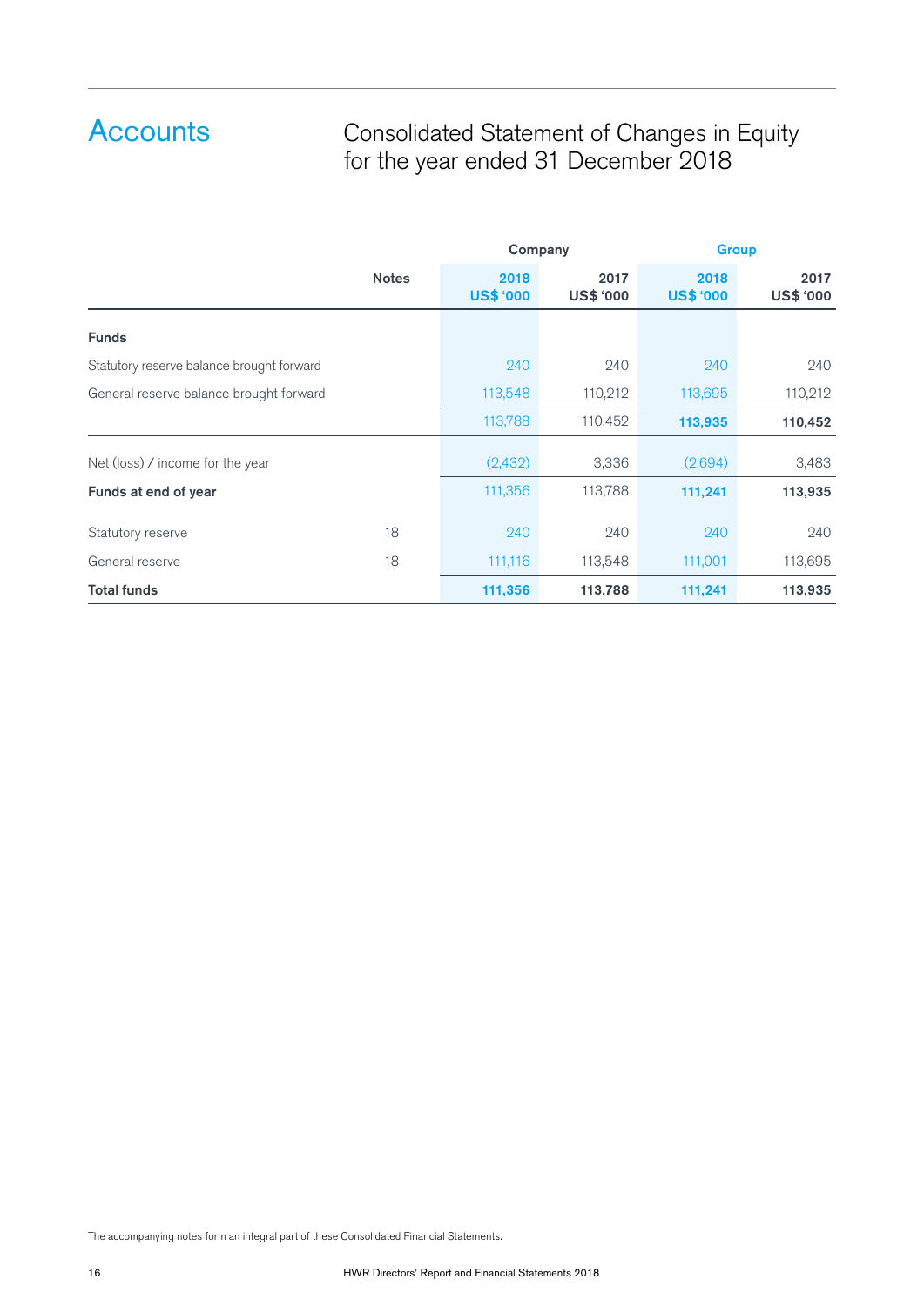# Accounts

## Consolidated Statement of Changes in Equity for the year ended 31 December 2018

| | Notes | Company | | Group | |
|---|---|---|---|---|---|
| | | 2018 US$ '000 | 2017 US$ '000 | 2018 US$ '000 | 2017 US$ '000 |
| **Funds** | | | | | |
| Statutory reserve balance brought forward | | 240 | 240 | 240 | 240 |
| General reserve balance brought forward | | 113,548 | 110,212 | 113,695 | 110,212 |
| | | 113,788 | 110,452 | **113,935** | **110,452** |
| Net (loss) / income for the year | | (2,432) | 3,336 | (2,694) | 3,483 |
| **Funds at end of year** | | 111,356 | 113,788 | **111,241** | **113,935** |
| Statutory reserve | 18 | 240 | 240 | 240 | 240 |
| General reserve | 18 | 111,116 | 113,548 | 111,001 | 113,695 |
| **Total funds** | | **111,356** | **113,788** | **111,241** | **113,935** |

The accompanying notes form an integral part of these Consolidated Financial Statements.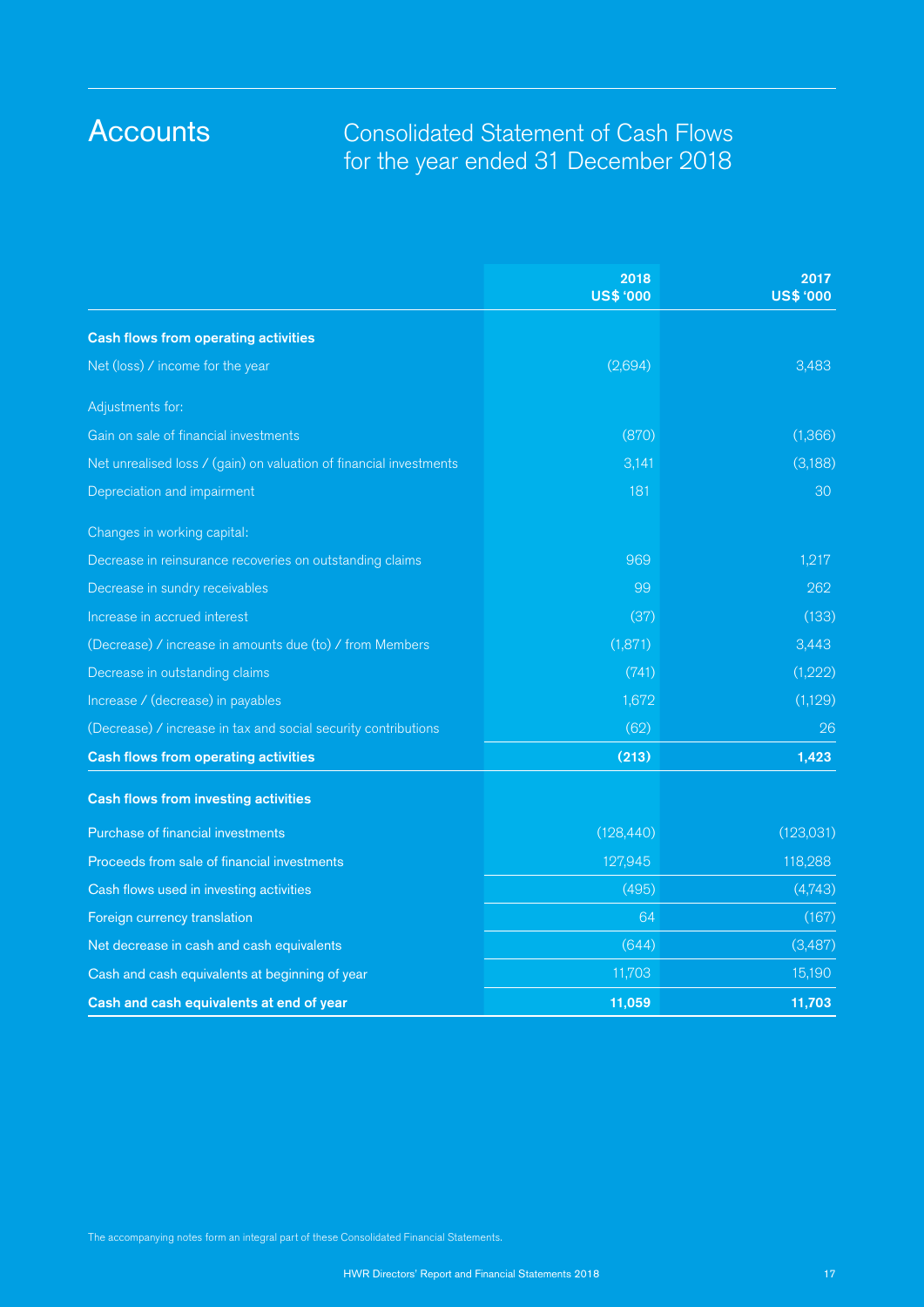# Accounts

## Consolidated Statement of Cash Flows for the year ended 31 December 2018

| | 2018 US$ '000 | 2017 US$ '000 |
|---|---|---|
| **Cash flows from operating activities** | | |
| Net (loss) / income for the year | (2,694) | 3,483 |
| Adjustments for: | | |
| Gain on sale of financial investments | (870) | (1,366) |
| Net unrealised loss / (gain) on valuation of financial investments | 3,141 | (3,188) |
| Depreciation and impairment | 181 | 30 |
| Changes in working capital: | | |
| Decrease in reinsurance recoveries on outstanding claims | 969 | 1,217 |
| Decrease in sundry receivables | 99 | 262 |
| Increase in accrued interest | (37) | (133) |
| (Decrease) / increase in amounts due (to) / from Members | (1,871) | 3,443 |
| Decrease in outstanding claims | (741) | (1,222) |
| Increase / (decrease) in payables | 1,672 | (1,129) |
| (Decrease) / increase in tax and social security contributions | (62) | 26 |
| **Cash flows from operating activities** | **(213)** | **1,423** |
| **Cash flows from investing activities** | | |
| Purchase of financial investments | (128,440) | (123,031) |
| Proceeds from sale of financial investments | 127,945 | 118,288 |
| Cash flows used in investing activities | (495) | (4,743) |
| Foreign currency translation | 64 | (167) |
| Net decrease in cash and cash equivalents | (644) | (3,487) |
| Cash and cash equivalents at beginning of year | 11,703 | 15,190 |
| **Cash and cash equivalents at end of year** | **11,059** | **11,703** |

The accompanying notes form an integral part of these Consolidated Financial Statements.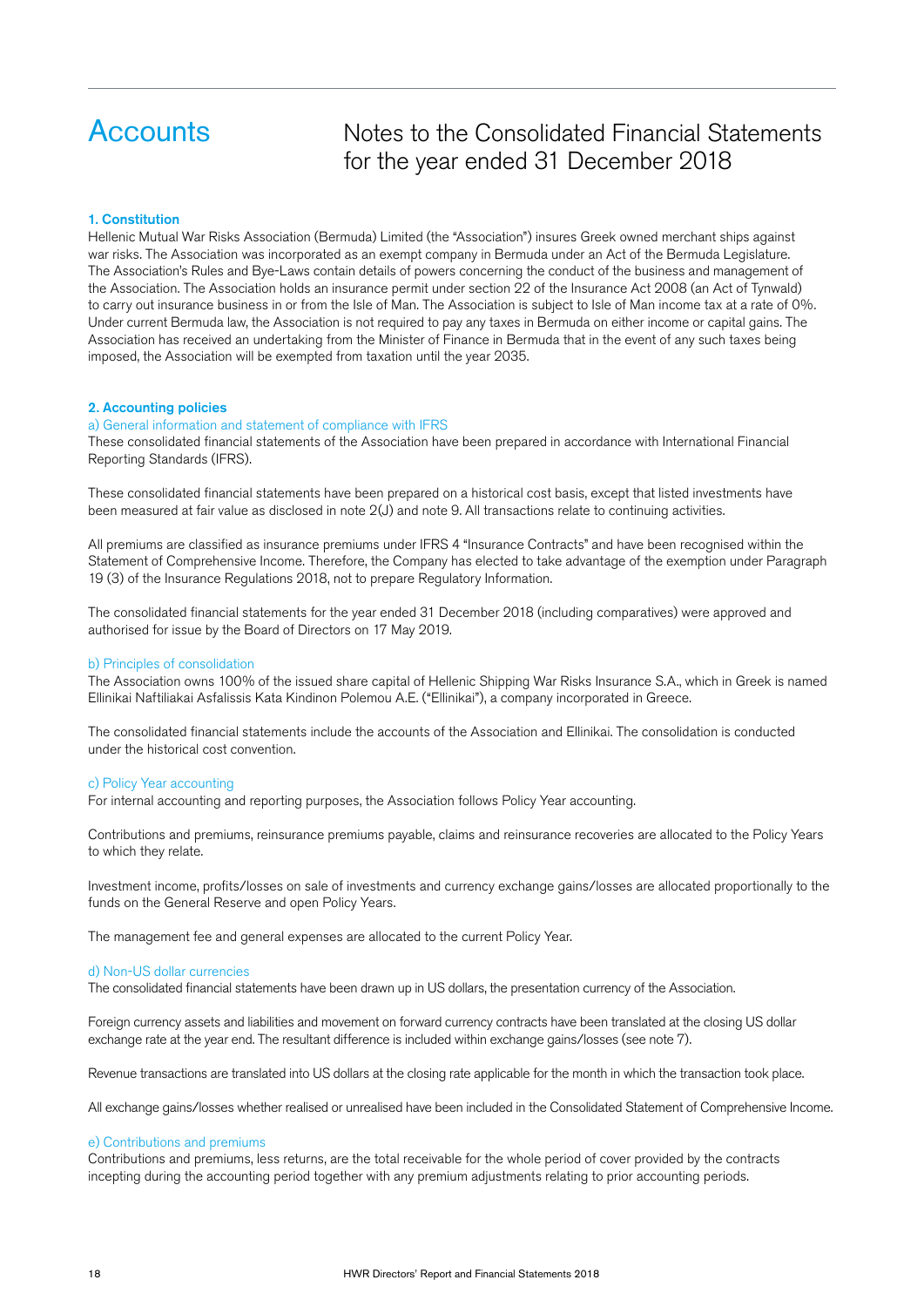# Accounts

## Notes to the Consolidated Financial Statements for the year ended 31 December 2018

### 1. Constitution

Hellenic Mutual War Risks Association (Bermuda) Limited (the "Association") insures Greek owned merchant ships against war risks. The Association was incorporated as an exempt company in Bermuda under an Act of the Bermuda Legislature. The Association's Rules and Bye-Laws contain details of powers concerning the conduct of the business and management of the Association. The Association holds an insurance permit under section 22 of the Insurance Act 2008 (an Act of Tynwald) to carry out insurance business in or from the Isle of Man. The Association is subject to Isle of Man income tax at a rate of 0%. Under current Bermuda law, the Association is not required to pay any taxes in Bermuda on either income or capital gains. The Association has received an undertaking from the Minister of Finance in Bermuda that in the event of any such taxes being imposed, the Association will be exempted from taxation until the year 2035.

### 2. Accounting policies

#### a) General information and statement of compliance with IFRS

These consolidated financial statements of the Association have been prepared in accordance with International Financial Reporting Standards (IFRS).

These consolidated financial statements have been prepared on a historical cost basis, except that listed investments have been measured at fair value as disclosed in note 2(J) and note 9. All transactions relate to continuing activities.

All premiums are classified as insurance premiums under IFRS 4 "Insurance Contracts" and have been recognised within the Statement of Comprehensive Income. Therefore, the Company has elected to take advantage of the exemption under Paragraph 19 (3) of the Insurance Regulations 2018, not to prepare Regulatory Information.

The consolidated financial statements for the year ended 31 December 2018 (including comparatives) were approved and authorised for issue by the Board of Directors on 17 May 2019.

#### b) Principles of consolidation

The Association owns 100% of the issued share capital of Hellenic Shipping War Risks Insurance S.A., which in Greek is named Ellinikai Naftiliakai Asfalissis Kata Kindinon Polemou A.E. ("Ellinikai"), a company incorporated in Greece.

The consolidated financial statements include the accounts of the Association and Ellinikai. The consolidation is conducted under the historical cost convention.

#### c) Policy Year accounting

For internal accounting and reporting purposes, the Association follows Policy Year accounting.

Contributions and premiums, reinsurance premiums payable, claims and reinsurance recoveries are allocated to the Policy Years to which they relate.

Investment income, profits/losses on sale of investments and currency exchange gains/losses are allocated proportionally to the funds on the General Reserve and open Policy Years.

The management fee and general expenses are allocated to the current Policy Year.

#### d) Non-US dollar currencies

The consolidated financial statements have been drawn up in US dollars, the presentation currency of the Association.

Foreign currency assets and liabilities and movement on forward currency contracts have been translated at the closing US dollar exchange rate at the year end. The resultant difference is included within exchange gains/losses (see note 7).

Revenue transactions are translated into US dollars at the closing rate applicable for the month in which the transaction took place.

All exchange gains/losses whether realised or unrealised have been included in the Consolidated Statement of Comprehensive Income.

#### e) Contributions and premiums

Contributions and premiums, less returns, are the total receivable for the whole period of cover provided by the contracts incepting during the accounting period together with any premium adjustments relating to prior accounting periods.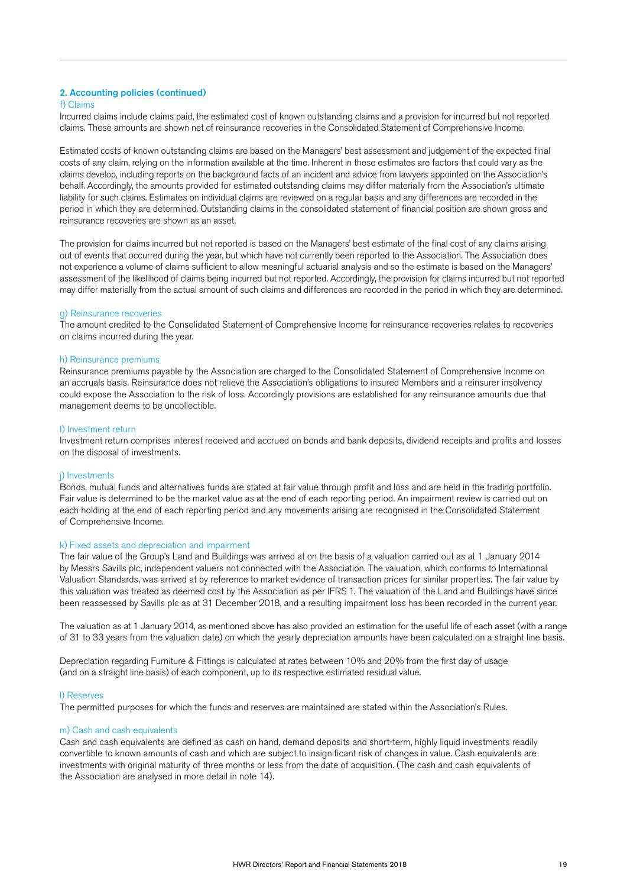## 2. Accounting policies (continued)

### f) Claims

Incurred claims include claims paid, the estimated cost of known outstanding claims and a provision for incurred but not reported claims. These amounts are shown net of reinsurance recoveries in the Consolidated Statement of Comprehensive Income.

Estimated costs of known outstanding claims are based on the Managers' best assessment and judgement of the expected final costs of any claim, relying on the information available at the time. Inherent in these estimates are factors that could vary as the claims develop, including reports on the background facts of an incident and advice from lawyers appointed on the Association's behalf. Accordingly, the amounts provided for estimated outstanding claims may differ materially from the Association's ultimate liability for such claims. Estimates on individual claims are reviewed on a regular basis and any differences are recorded in the period in which they are determined. Outstanding claims in the consolidated statement of financial position are shown gross and reinsurance recoveries are shown as an asset.

The provision for claims incurred but not reported is based on the Managers' best estimate of the final cost of any claims arising out of events that occurred during the year, but which have not currently been reported to the Association. The Association does not experience a volume of claims sufficient to allow meaningful actuarial analysis and so the estimate is based on the Managers' assessment of the likelihood of claims being incurred but not reported. Accordingly, the provision for claims incurred but not reported may differ materially from the actual amount of such claims and differences are recorded in the period in which they are determined.

### g) Reinsurance recoveries

The amount credited to the Consolidated Statement of Comprehensive Income for reinsurance recoveries relates to recoveries on claims incurred during the year.

### h) Reinsurance premiums

Reinsurance premiums payable by the Association are charged to the Consolidated Statement of Comprehensive Income on an accruals basis. Reinsurance does not relieve the Association's obligations to insured Members and a reinsurer insolvency could expose the Association to the risk of loss. Accordingly provisions are established for any reinsurance amounts due that management deems to be uncollectible.

### I) Investment return

Investment return comprises interest received and accrued on bonds and bank deposits, dividend receipts and profits and losses on the disposal of investments.

### j) Investments

Bonds, mutual funds and alternatives funds are stated at fair value through profit and loss and are held in the trading portfolio. Fair value is determined to be the market value as at the end of each reporting period. An impairment review is carried out on each holding at the end of each reporting period and any movements arising are recognised in the Consolidated Statement of Comprehensive Income.

### k) Fixed assets and depreciation and impairment

The fair value of the Group's Land and Buildings was arrived at on the basis of a valuation carried out as at 1 January 2014 by Messrs Savills plc, independent valuers not connected with the Association. The valuation, which conforms to International Valuation Standards, was arrived at by reference to market evidence of transaction prices for similar properties. The fair value by this valuation was treated as deemed cost by the Association as per IFRS 1. The valuation of the Land and Buildings have since been reassessed by Savills plc as at 31 December 2018, and a resulting impairment loss has been recorded in the current year.

The valuation as at 1 January 2014, as mentioned above has also provided an estimation for the useful life of each asset (with a range of 31 to 33 years from the valuation date) on which the yearly depreciation amounts have been calculated on a straight line basis.

Depreciation regarding Furniture & Fittings is calculated at rates between 10% and 20% from the first day of usage (and on a straight line basis) of each component, up to its respective estimated residual value.

### l) Reserves

The permitted purposes for which the funds and reserves are maintained are stated within the Association's Rules.

### m) Cash and cash equivalents

Cash and cash equivalents are defined as cash on hand, demand deposits and short-term, highly liquid investments readily convertible to known amounts of cash and which are subject to insignificant risk of changes in value. Cash equivalents are investments with original maturity of three months or less from the date of acquisition. (The cash and cash equivalents of the Association are analysed in more detail in note 14).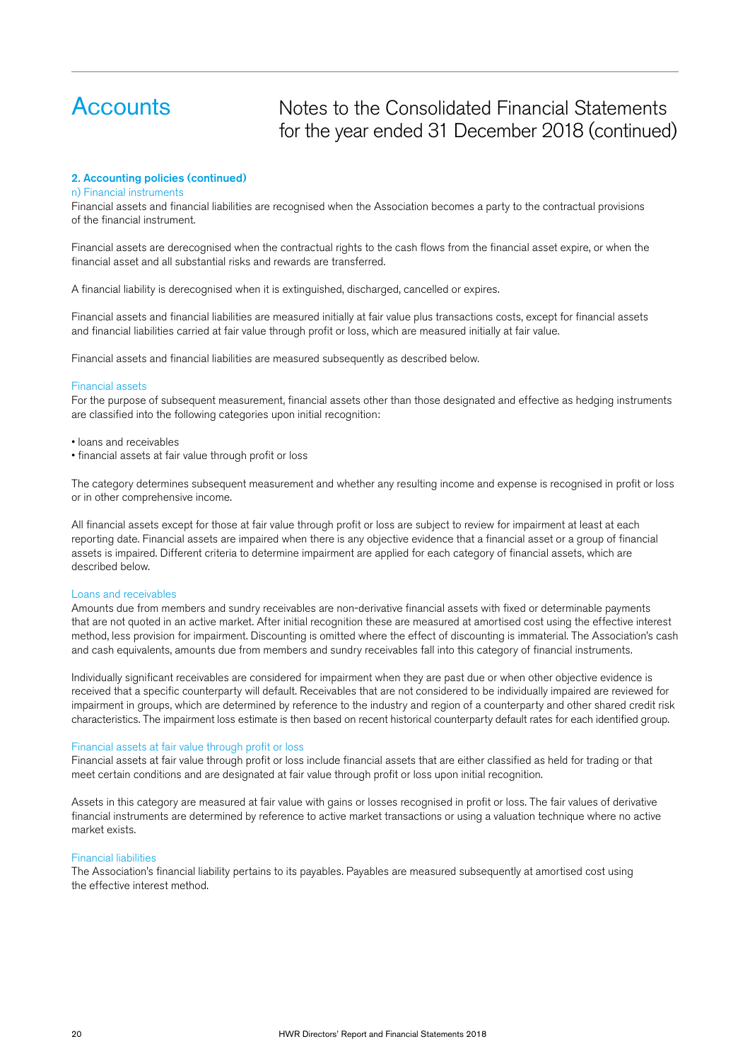## 2. Accounting policies (continued)

### n) Financial instruments

Financial assets and financial liabilities are recognised when the Association becomes a party to the contractual provisions of the financial instrument.

Financial assets are derecognised when the contractual rights to the cash flows from the financial asset expire, or when the financial asset and all substantial risks and rewards are transferred.

A financial liability is derecognised when it is extinguished, discharged, cancelled or expires.

Financial assets and financial liabilities are measured initially at fair value plus transactions costs, except for financial assets and financial liabilities carried at fair value through profit or loss, which are measured initially at fair value.

Financial assets and financial liabilities are measured subsequently as described below.

#### Financial assets

For the purpose of subsequent measurement, financial assets other than those designated and effective as hedging instruments are classified into the following categories upon initial recognition:

- loans and receivables
- financial assets at fair value through profit or loss

The category determines subsequent measurement and whether any resulting income and expense is recognised in profit or loss or in other comprehensive income.

All financial assets except for those at fair value through profit or loss are subject to review for impairment at least at each reporting date. Financial assets are impaired when there is any objective evidence that a financial asset or a group of financial assets is impaired. Different criteria to determine impairment are applied for each category of financial assets, which are described below.

#### Loans and receivables

Amounts due from members and sundry receivables are non-derivative financial assets with fixed or determinable payments that are not quoted in an active market. After initial recognition these are measured at amortised cost using the effective interest method, less provision for impairment. Discounting is omitted where the effect of discounting is immaterial. The Association's cash and cash equivalents, amounts due from members and sundry receivables fall into this category of financial instruments.

Individually significant receivables are considered for impairment when they are past due or when other objective evidence is received that a specific counterparty will default. Receivables that are not considered to be individually impaired are reviewed for impairment in groups, which are determined by reference to the industry and region of a counterparty and other shared credit risk characteristics. The impairment loss estimate is then based on recent historical counterparty default rates for each identified group.

#### Financial assets at fair value through profit or loss

Financial assets at fair value through profit or loss include financial assets that are either classified as held for trading or that meet certain conditions and are designated at fair value through profit or loss upon initial recognition.

Assets in this category are measured at fair value with gains or losses recognised in profit or loss. The fair values of derivative financial instruments are determined by reference to active market transactions or using a valuation technique where no active market exists.

#### Financial liabilities

The Association's financial liability pertains to its payables. Payables are measured subsequently at amortised cost using the effective interest method.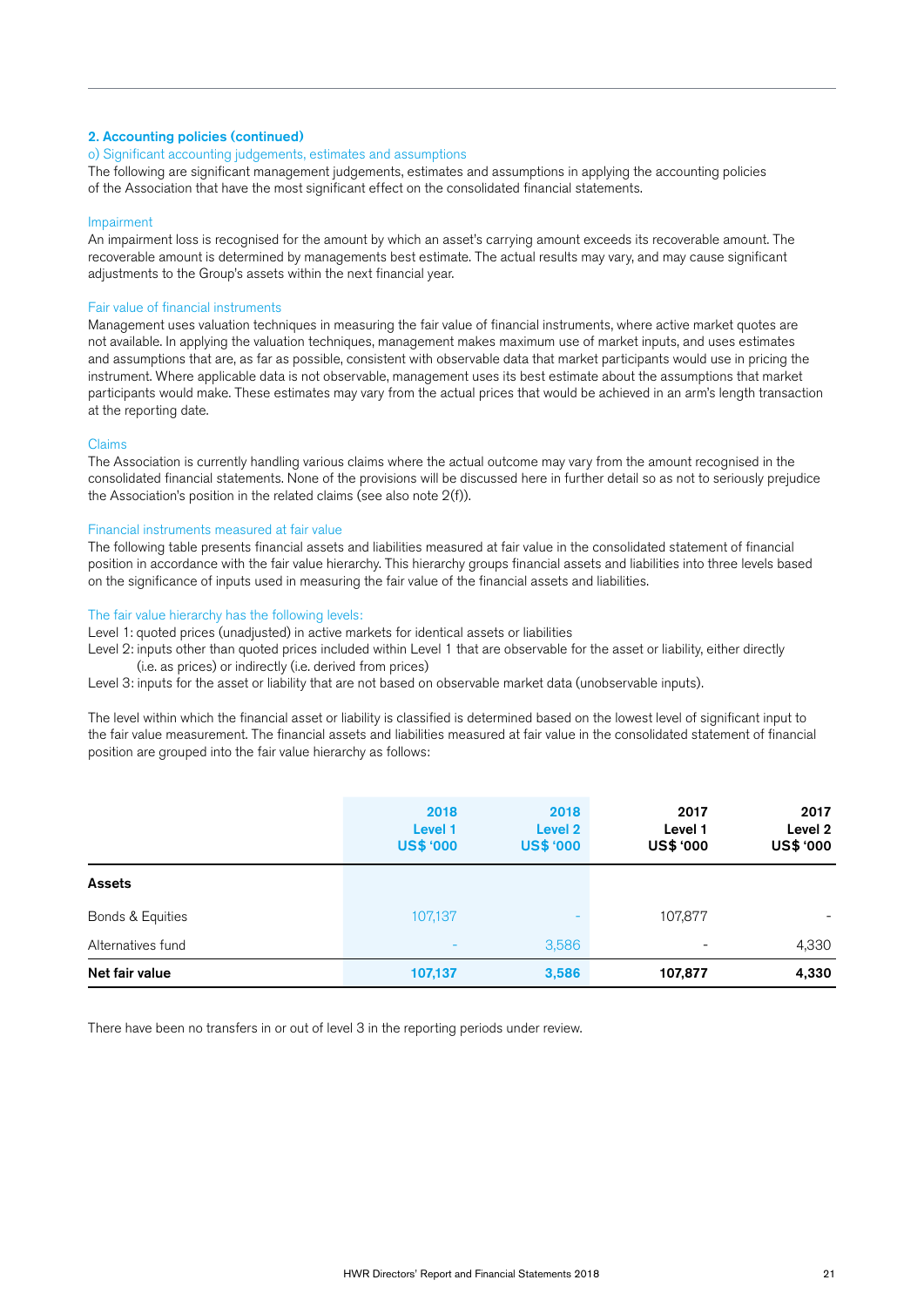## 2. Accounting policies (continued)

### o) Significant accounting judgements, estimates and assumptions

The following are significant management judgements, estimates and assumptions in applying the accounting policies of the Association that have the most significant effect on the consolidated financial statements.

#### Impairment

An impairment loss is recognised for the amount by which an asset's carrying amount exceeds its recoverable amount. The recoverable amount is determined by managements best estimate. The actual results may vary, and may cause significant adjustments to the Group's assets within the next financial year.

#### Fair value of financial instruments

Management uses valuation techniques in measuring the fair value of financial instruments, where active market quotes are not available. In applying the valuation techniques, management makes maximum use of market inputs, and uses estimates and assumptions that are, as far as possible, consistent with observable data that market participants would use in pricing the instrument. Where applicable data is not observable, management uses its best estimate about the assumptions that market participants would make. These estimates may vary from the actual prices that would be achieved in an arm's length transaction at the reporting date.

#### Claims

The Association is currently handling various claims where the actual outcome may vary from the amount recognised in the consolidated financial statements. None of the provisions will be discussed here in further detail so as not to seriously prejudice the Association's position in the related claims (see also note 2(f)).

#### Financial instruments measured at fair value

The following table presents financial assets and liabilities measured at fair value in the consolidated statement of financial position in accordance with the fair value hierarchy. This hierarchy groups financial assets and liabilities into three levels based on the significance of inputs used in measuring the fair value of the financial assets and liabilities.

#### The fair value hierarchy has the following levels:

Level 1: quoted prices (unadjusted) in active markets for identical assets or liabilities

Level 2: inputs other than quoted prices included within Level 1 that are observable for the asset or liability, either directly (i.e. as prices) or indirectly (i.e. derived from prices)

Level 3: inputs for the asset or liability that are not based on observable market data (unobservable inputs).

The level within which the financial asset or liability is classified is determined based on the lowest level of significant input to the fair value measurement. The financial assets and liabilities measured at fair value in the consolidated statement of financial position are grouped into the fair value hierarchy as follows:

| | 2018 Level 1 US$ '000 | 2018 Level 2 US$ '000 | 2017 Level 1 US$ '000 | 2017 Level 2 US$ '000 |
|---|---|---|---|---|
| **Assets** | | | | |
| Bonds & Equities | 107,137 | - | 107,877 | - |
| Alternatives fund | - | 3,586 | - | 4,330 |
| **Net fair value** | **107,137** | **3,586** | **107,877** | **4,330** |

There have been no transfers in or out of level 3 in the reporting periods under review.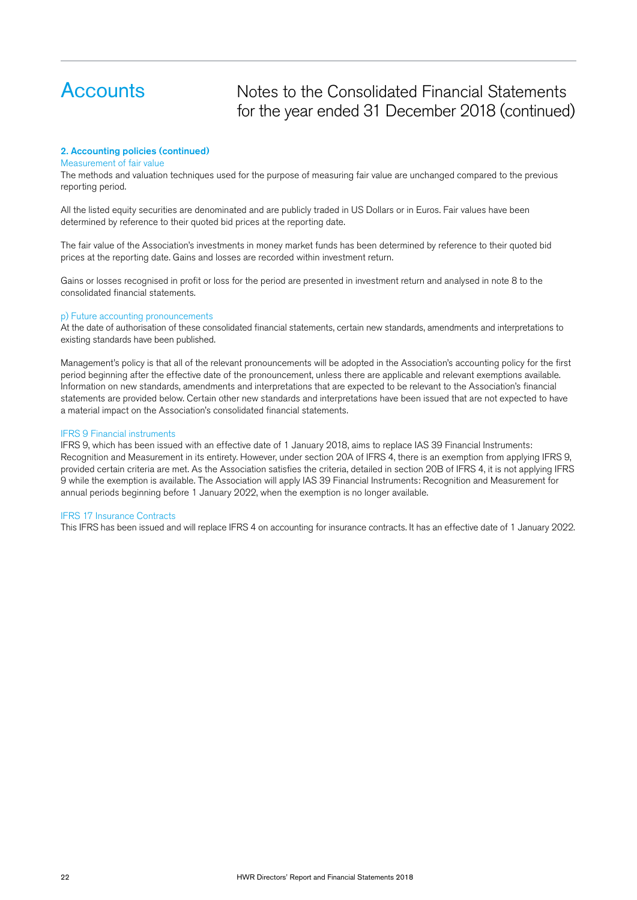# Accounts

## Notes to the Consolidated Financial Statements for the year ended 31 December 2018 (continued)

### 2. Accounting policies (continued)

#### Measurement of fair value

The methods and valuation techniques used for the purpose of measuring fair value are unchanged compared to the previous reporting period.

All the listed equity securities are denominated and are publicly traded in US Dollars or in Euros. Fair values have been determined by reference to their quoted bid prices at the reporting date.

The fair value of the Association's investments in money market funds has been determined by reference to their quoted bid prices at the reporting date. Gains and losses are recorded within investment return.

Gains or losses recognised in profit or loss for the period are presented in investment return and analysed in note 8 to the consolidated financial statements.

#### p) Future accounting pronouncements

At the date of authorisation of these consolidated financial statements, certain new standards, amendments and interpretations to existing standards have been published.

Management's policy is that all of the relevant pronouncements will be adopted in the Association's accounting policy for the first period beginning after the effective date of the pronouncement, unless there are applicable and relevant exemptions available. Information on new standards, amendments and interpretations that are expected to be relevant to the Association's financial statements are provided below. Certain other new standards and interpretations have been issued that are not expected to have a material impact on the Association's consolidated financial statements.

#### IFRS 9 Financial instruments

IFRS 9, which has been issued with an effective date of 1 January 2018, aims to replace IAS 39 Financial Instruments: Recognition and Measurement in its entirety. However, under section 20A of IFRS 4, there is an exemption from applying IFRS 9, provided certain criteria are met. As the Association satisfies the criteria, detailed in section 20B of IFRS 4, it is not applying IFRS 9 while the exemption is available. The Association will apply IAS 39 Financial Instruments: Recognition and Measurement for annual periods beginning before 1 January 2022, when the exemption is no longer available.

#### IFRS 17 Insurance Contracts

This IFRS has been issued and will replace IFRS 4 on accounting for insurance contracts. It has an effective date of 1 January 2022.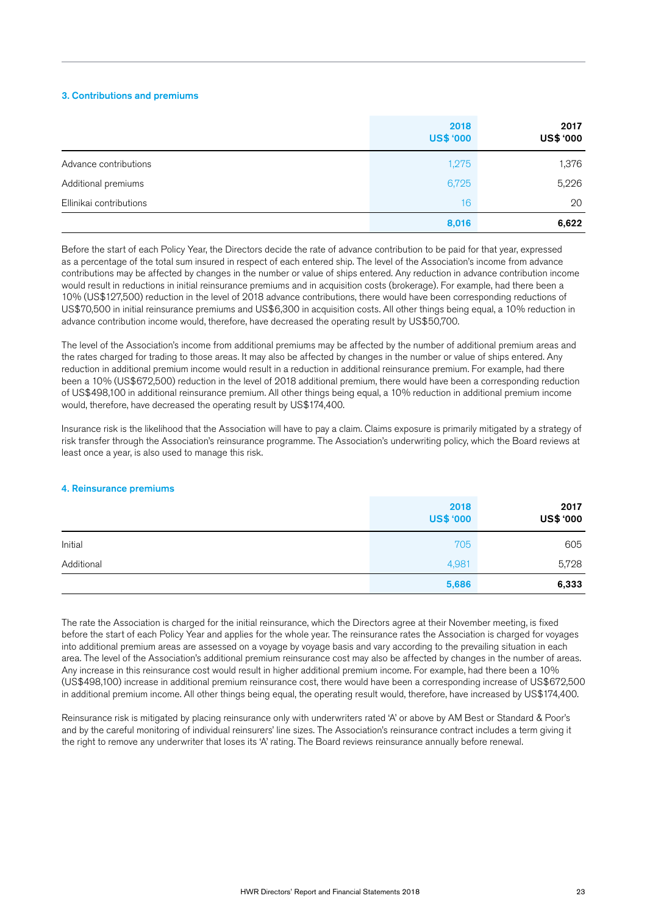### 3. Contributions and premiums

| | 2018 US$ '000 | 2017 US$ '000 |
|---|---|---|
| Advance contributions | 1,275 | 1,376 |
| Additional premiums | 6,725 | 5,226 |
| Ellinikai contributions | 16 | 20 |
| | **8,016** | **6,622** |

Before the start of each Policy Year, the Directors decide the rate of advance contribution to be paid for that year, expressed as a percentage of the total sum insured in respect of each entered ship. The level of the Association's income from advance contributions may be affected by changes in the number or value of ships entered. Any reduction in advance contribution income would result in reductions in initial reinsurance premiums and in acquisition costs (brokerage). For example, had there been a 10% (US$127,500) reduction in the level of 2018 advance contributions, there would have been corresponding reductions of US$70,500 in initial reinsurance premiums and US$6,300 in acquisition costs. All other things being equal, a 10% reduction in advance contribution income would, therefore, have decreased the operating result by US$50,700.

The level of the Association's income from additional premiums may be affected by the number of additional premium areas and the rates charged for trading to those areas. It may also be affected by changes in the number or value of ships entered. Any reduction in additional premium income would result in a reduction in additional reinsurance premium. For example, had there been a 10% (US$672,500) reduction in the level of 2018 additional premium, there would have been a corresponding reduction of US$498,100 in additional reinsurance premium. All other things being equal, a 10% reduction in additional premium income would, therefore, have decreased the operating result by US$174,400.

Insurance risk is the likelihood that the Association will have to pay a claim. Claims exposure is primarily mitigated by a strategy of risk transfer through the Association's reinsurance programme. The Association's underwriting policy, which the Board reviews at least once a year, is also used to manage this risk.

### 4. Reinsurance premiums

| | 2018 US$ '000 | 2017 US$ '000 |
|---|---|---|
| Initial | 705 | 605 |
| Additional | 4,981 | 5,728 |
| | **5,686** | **6,333** |

The rate the Association is charged for the initial reinsurance, which the Directors agree at their November meeting, is fixed before the start of each Policy Year and applies for the whole year. The reinsurance rates the Association is charged for voyages into additional premium areas are assessed on a voyage by voyage basis and vary according to the prevailing situation in each area. The level of the Association's additional premium reinsurance cost may also be affected by changes in the number of areas. Any increase in this reinsurance cost would result in higher additional premium income. For example, had there been a 10% (US$498,100) increase in additional premium reinsurance cost, there would have been a corresponding increase of US$672,500 in additional premium income. All other things being equal, the operating result would, therefore, have increased by US$174,400.

Reinsurance risk is mitigated by placing reinsurance only with underwriters rated 'A' or above by AM Best or Standard & Poor's and by the careful monitoring of individual reinsurers' line sizes. The Association's reinsurance contract includes a term giving it the right to remove any underwriter that loses its 'A' rating. The Board reviews reinsurance annually before renewal.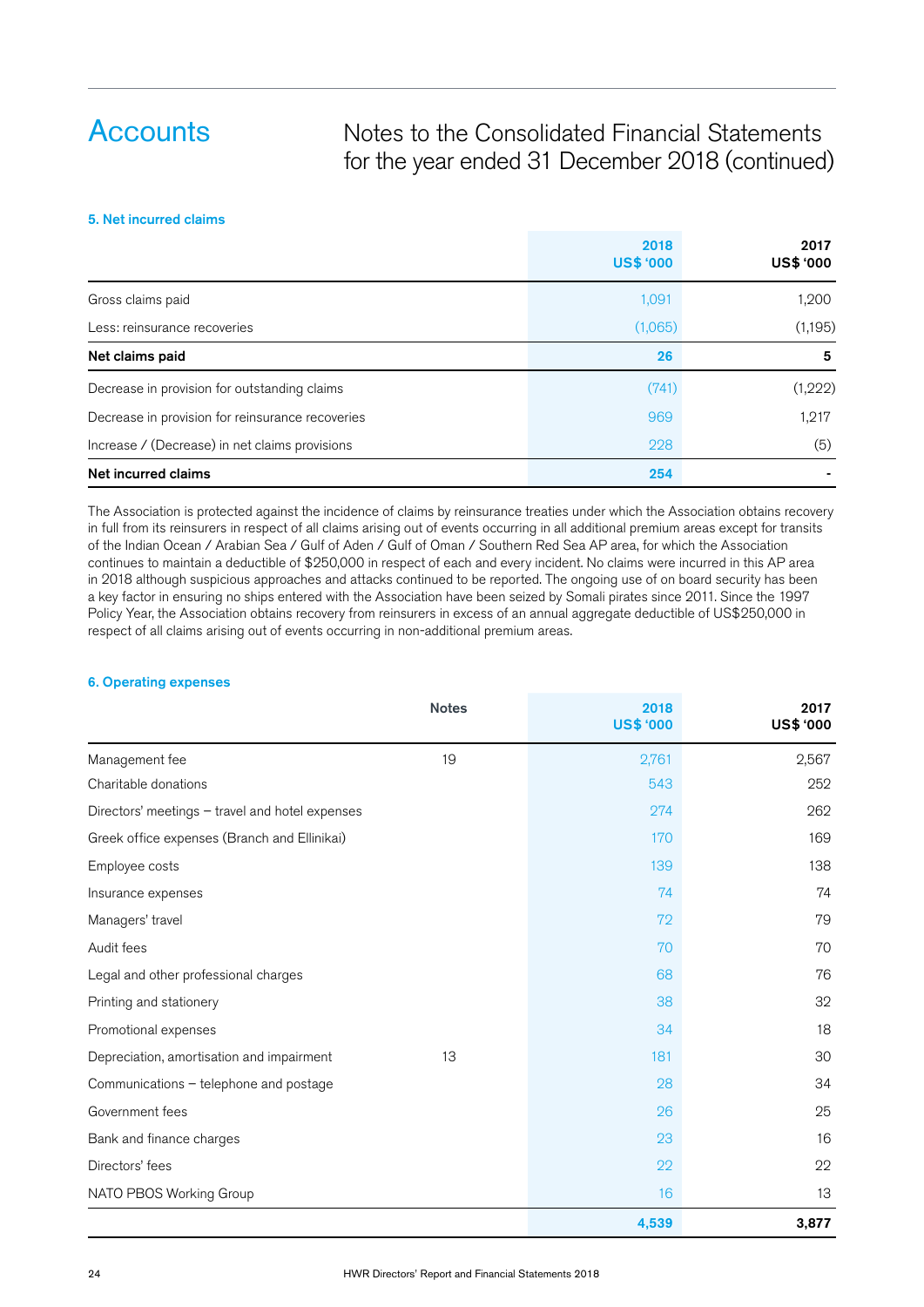# Accounts

## Notes to the Consolidated Financial Statements for the year ended 31 December 2018 (continued)

### 5. Net incurred claims

| | 2018 US$ '000 | 2017 US$ '000 |
|---|---|---|
| Gross claims paid | 1,091 | 1,200 |
| Less: reinsurance recoveries | (1,065) | (1,195) |
| **Net claims paid** | **26** | **5** |
| Decrease in provision for outstanding claims | (741) | (1,222) |
| Decrease in provision for reinsurance recoveries | 969 | 1,217 |
| Increase / (Decrease) in net claims provisions | 228 | (5) |
| **Net incurred claims** | **254** | **-** |

The Association is protected against the incidence of claims by reinsurance treaties under which the Association obtains recovery in full from its reinsurers in respect of all claims arising out of events occurring in all additional premium areas except for transits of the Indian Ocean / Arabian Sea / Gulf of Aden / Gulf of Oman / Southern Red Sea AP area, for which the Association continues to maintain a deductible of $250,000 in respect of each and every incident. No claims were incurred in this AP area in 2018 although suspicious approaches and attacks continued to be reported. The ongoing use of on board security has been a key factor in ensuring no ships entered with the Association have been seized by Somali pirates since 2011. Since the 1997 Policy Year, the Association obtains recovery from reinsurers in excess of an annual aggregate deductible of US$250,000 in respect of all claims arising out of events occurring in non-additional premium areas.

### 6. Operating expenses

| | Notes | 2018 US$ '000 | 2017 US$ '000 |
|---|---|---|---|
| Management fee | 19 | 2,761 | 2,567 |
| Charitable donations | | 543 | 252 |
| Directors' meetings – travel and hotel expenses | | 274 | 262 |
| Greek office expenses (Branch and Ellinikai) | | 170 | 169 |
| Employee costs | | 139 | 138 |
| Insurance expenses | | 74 | 74 |
| Managers' travel | | 72 | 79 |
| Audit fees | | 70 | 70 |
| Legal and other professional charges | | 68 | 76 |
| Printing and stationery | | 38 | 32 |
| Promotional expenses | | 34 | 18 |
| Depreciation, amortisation and impairment | 13 | 181 | 30 |
| Communications – telephone and postage | | 28 | 34 |
| Government fees | | 26 | 25 |
| Bank and finance charges | | 23 | 16 |
| Directors' fees | | 22 | 22 |
| NATO PBOS Working Group | | 16 | 13 |
| | | **4,539** | **3,877** |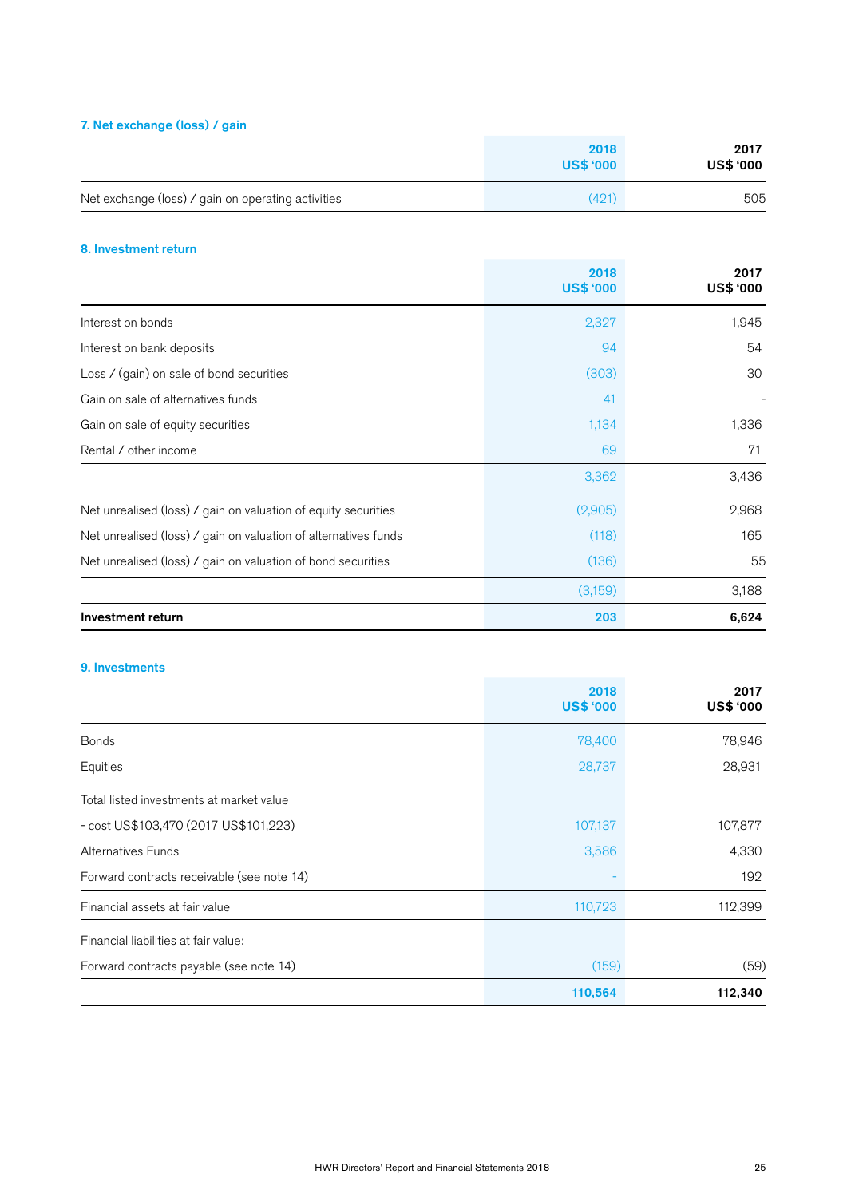### 7. Net exchange (loss) / gain

| | 2018 US$ '000 | 2017 US$ '000 |
|---|---|---|
| Net exchange (loss) / gain on operating activities | (421) | 505 |

### 8. Investment return

| | 2018 US$ '000 | 2017 US$ '000 |
|---|---|---|
| Interest on bonds | 2,327 | 1,945 |
| Interest on bank deposits | 94 | 54 |
| Loss / (gain) on sale of bond securities | (303) | 30 |
| Gain on sale of alternatives funds | 41 | - |
| Gain on sale of equity securities | 1,134 | 1,336 |
| Rental / other income | 69 | 71 |
| | 3,362 | 3,436 |
| Net unrealised (loss) / gain on valuation of equity securities | (2,905) | 2,968 |
| Net unrealised (loss) / gain on valuation of alternatives funds | (118) | 165 |
| Net unrealised (loss) / gain on valuation of bond securities | (136) | 55 |
| | (3,159) | 3,188 |
| **Investment return** | **203** | **6,624** |

### 9. Investments

| | 2018 US$ '000 | 2017 US$ '000 |
|---|---|---|
| Bonds | 78,400 | 78,946 |
| Equities | 28,737 | 28,931 |
| Total listed investments at market value | | |
| - cost US$103,470 (2017 US$101,223) | 107,137 | 107,877 |
| Alternatives Funds | 3,586 | 4,330 |
| Forward contracts receivable (see note 14) | - | 192 |
| Financial assets at fair value | 110,723 | 112,399 |
| Financial liabilities at fair value: | | |
| Forward contracts payable (see note 14) | (159) | (59) |
| | **110,564** | **112,340** |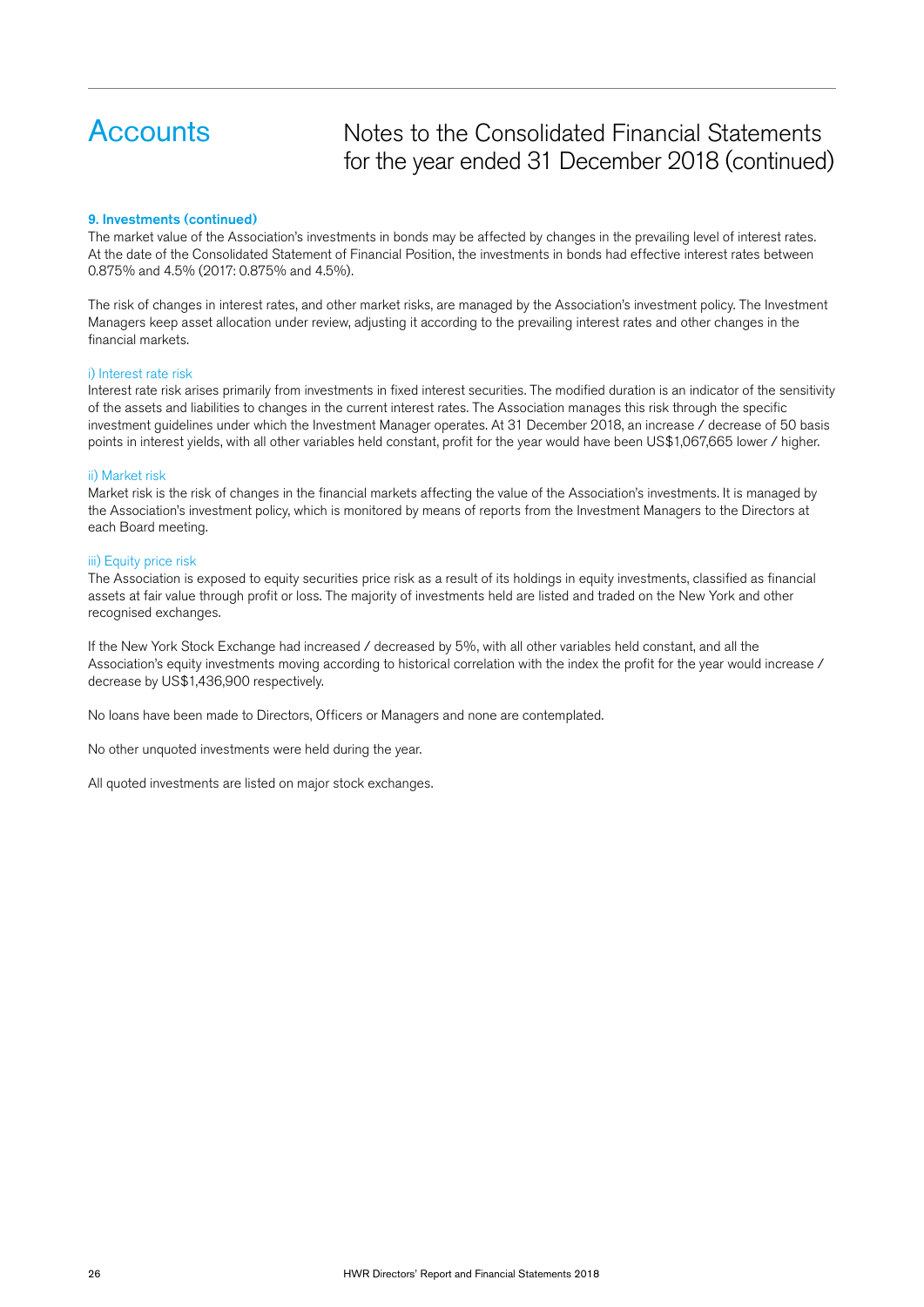# Accounts

## Notes to the Consolidated Financial Statements for the year ended 31 December 2018 (continued)

### 9. Investments (continued)

The market value of the Association's investments in bonds may be affected by changes in the prevailing level of interest rates. At the date of the Consolidated Statement of Financial Position, the investments in bonds had effective interest rates between 0.875% and 4.5% (2017: 0.875% and 4.5%).

The risk of changes in interest rates, and other market risks, are managed by the Association's investment policy. The Investment Managers keep asset allocation under review, adjusting it according to the prevailing interest rates and other changes in the financial markets.

#### i) Interest rate risk

Interest rate risk arises primarily from investments in fixed interest securities. The modified duration is an indicator of the sensitivity of the assets and liabilities to changes in the current interest rates. The Association manages this risk through the specific investment guidelines under which the Investment Manager operates. At 31 December 2018, an increase / decrease of 50 basis points in interest yields, with all other variables held constant, profit for the year would have been US$1,067,665 lower / higher.

#### ii) Market risk

Market risk is the risk of changes in the financial markets affecting the value of the Association's investments. It is managed by the Association's investment policy, which is monitored by means of reports from the Investment Managers to the Directors at each Board meeting.

#### iii) Equity price risk

The Association is exposed to equity securities price risk as a result of its holdings in equity investments, classified as financial assets at fair value through profit or loss. The majority of investments held are listed and traded on the New York and other recognised exchanges.

If the New York Stock Exchange had increased / decreased by 5%, with all other variables held constant, and all the Association's equity investments moving according to historical correlation with the index the profit for the year would increase / decrease by US$1,436,900 respectively.

No loans have been made to Directors, Officers or Managers and none are contemplated.

No other unquoted investments were held during the year.

All quoted investments are listed on major stock exchanges.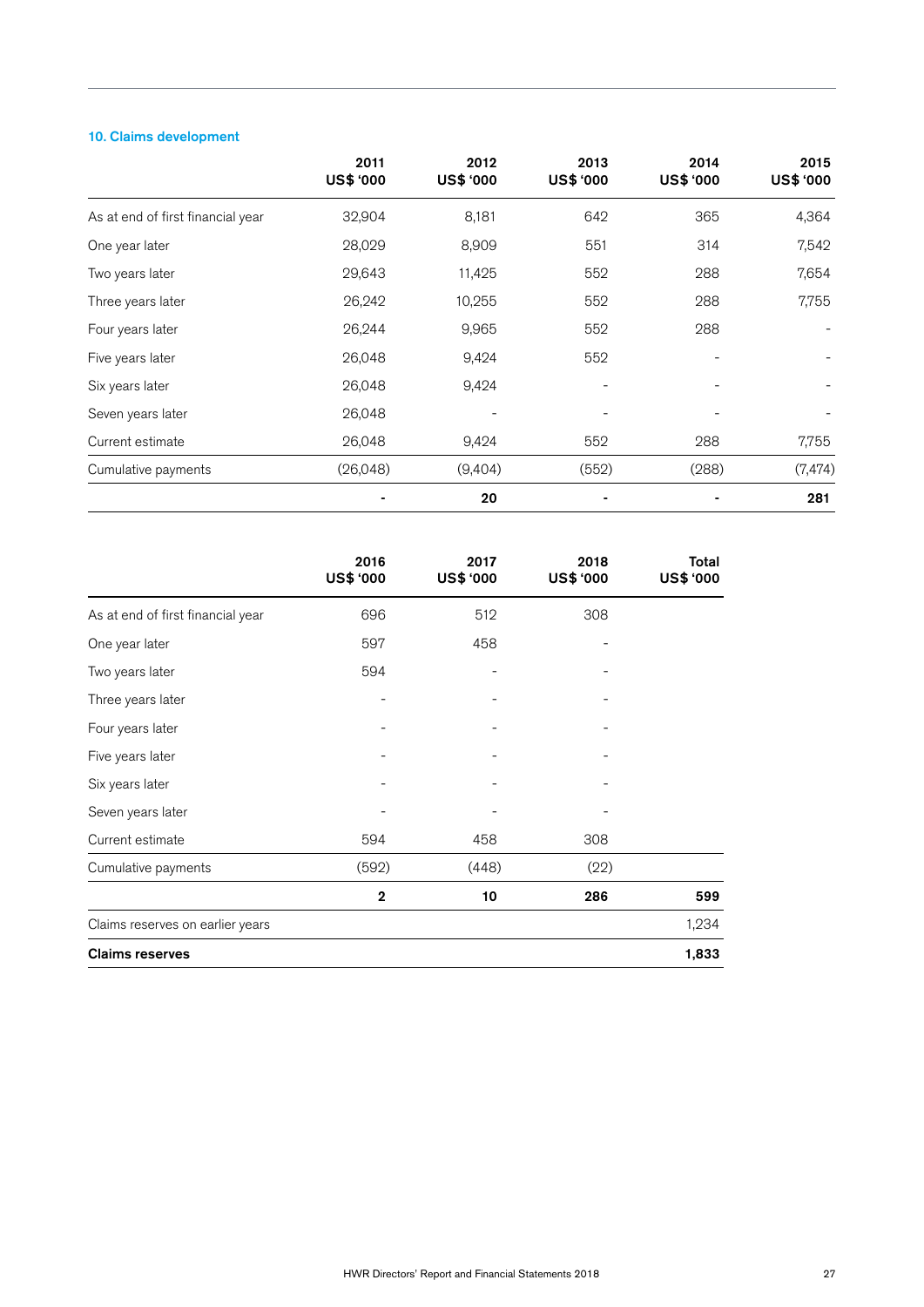### 10. Claims development

| | 2011 US$ '000 | 2012 US$ '000 | 2013 US$ '000 | 2014 US$ '000 | 2015 US$ '000 |
|---|---|---|---|---|---|
| As at end of first financial year | 32,904 | 8,181 | 642 | 365 | 4,364 |
| One year later | 28,029 | 8,909 | 551 | 314 | 7,542 |
| Two years later | 29,643 | 11,425 | 552 | 288 | 7,654 |
| Three years later | 26,242 | 10,255 | 552 | 288 | 7,755 |
| Four years later | 26,244 | 9,965 | 552 | 288 | - |
| Five years later | 26,048 | 9,424 | 552 | - | - |
| Six years later | 26,048 | 9,424 | - | - | - |
| Seven years later | 26,048 | - | - | - | - |
| Current estimate | 26,048 | 9,424 | 552 | 288 | 7,755 |
| Cumulative payments | (26,048) | (9,404) | (552) | (288) | (7,474) |
| | **-** | **20** | **-** | **-** | **281** |

| | 2016 US$ '000 | 2017 US$ '000 | 2018 US$ '000 | Total US$ '000 |
|---|---|---|---|---|
| As at end of first financial year | 696 | 512 | 308 | |
| One year later | 597 | 458 | - | |
| Two years later | 594 | - | - | |
| Three years later | - | - | - | |
| Four years later | - | - | - | |
| Five years later | - | - | - | |
| Six years later | - | - | - | |
| Seven years later | - | - | - | |
| Current estimate | 594 | 458 | 308 | |
| Cumulative payments | (592) | (448) | (22) | |
| | **2** | **10** | **286** | **599** |
| Claims reserves on earlier years | | | | 1,234 |
| **Claims reserves** | | | | **1,833** |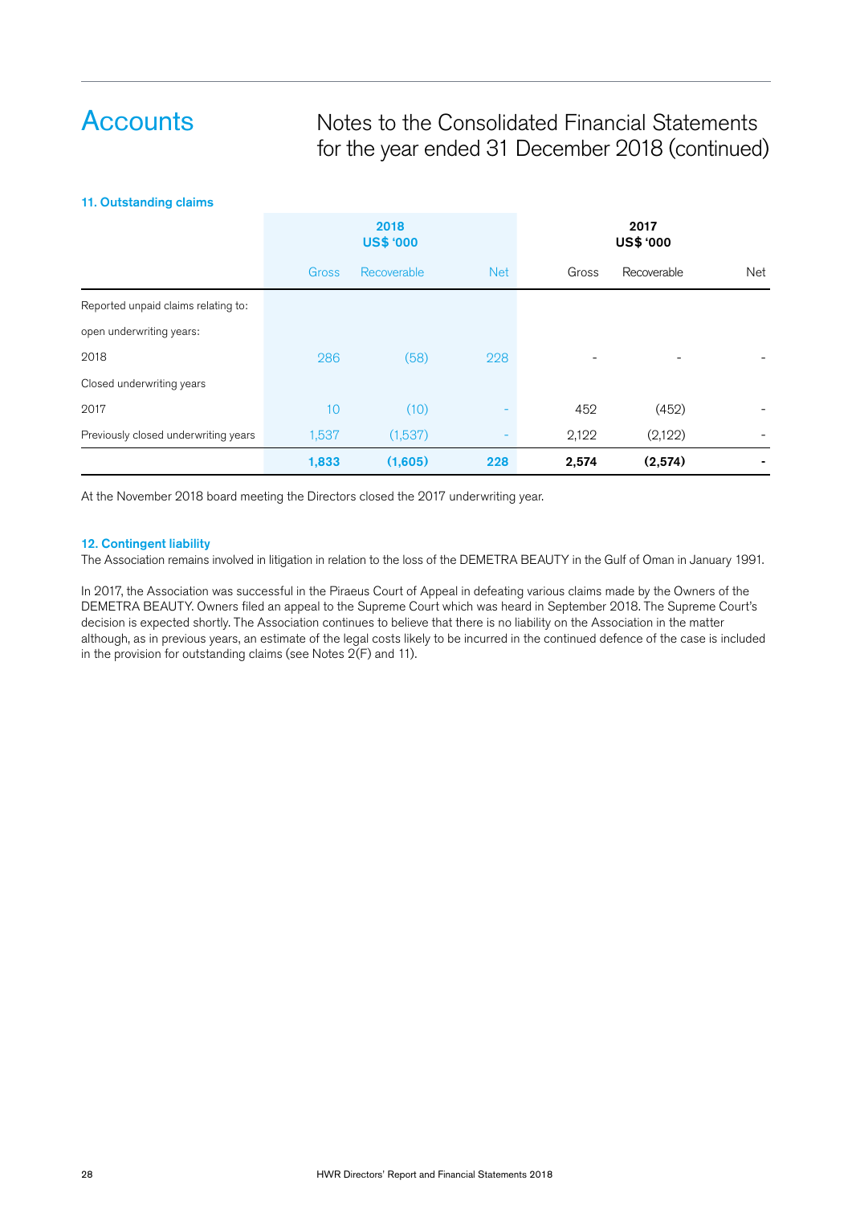# Accounts

## Notes to the Consolidated Financial Statements for the year ended 31 December 2018 (continued)

### 11. Outstanding claims

| | 2018 US$ '000 | | | 2017 US$ '000 | | |
|---|---|---|---|---|---|---|
| | Gross | Recoverable | Net | Gross | Recoverable | Net |
| Reported unpaid claims relating to: | | | | | | |
| open underwriting years: | | | | | | |
| 2018 | 286 | (58) | 228 | - | - | - |
| Closed underwriting years | | | | | | |
| 2017 | 10 | (10) | - | 452 | (452) | - |
| Previously closed underwriting years | 1,537 | (1,537) | - | 2,122 | (2,122) | - |
| | **1,833** | **(1,605)** | **228** | **2,574** | **(2,574)** | **-** |

At the November 2018 board meeting the Directors closed the 2017 underwriting year.

### 12. Contingent liability

The Association remains involved in litigation in relation to the loss of the DEMETRA BEAUTY in the Gulf of Oman in January 1991.

In 2017, the Association was successful in the Piraeus Court of Appeal in defeating various claims made by the Owners of the DEMETRA BEAUTY. Owners filed an appeal to the Supreme Court which was heard in September 2018. The Supreme Court's decision is expected shortly. The Association continues to believe that there is no liability on the Association in the matter although, as in previous years, an estimate of the legal costs likely to be incurred in the continued defence of the case is included in the provision for outstanding claims (see Notes 2(F) and 11).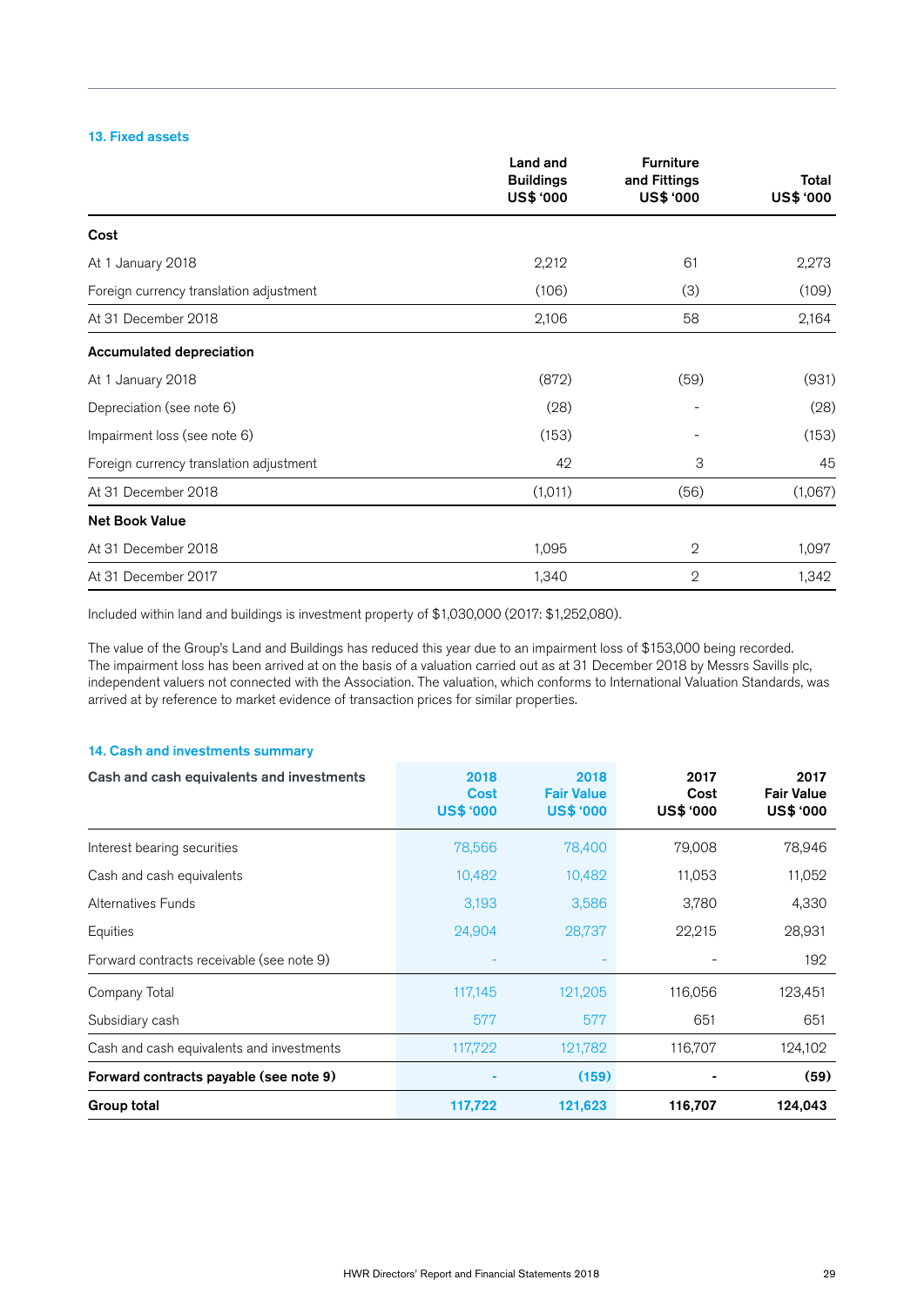## 13. Fixed assets

| | Land and Buildings US$ '000 | Furniture and Fittings US$ '000 | Total US$ '000 |
|---|---|---|---|
| **Cost** | | | |
| At 1 January 2018 | 2,212 | 61 | 2,273 |
| Foreign currency translation adjustment | (106) | (3) | (109) |
| At 31 December 2018 | 2,106 | 58 | 2,164 |
| **Accumulated depreciation** | | | |
| At 1 January 2018 | (872) | (59) | (931) |
| Depreciation (see note 6) | (28) | - | (28) |
| Impairment loss (see note 6) | (153) | - | (153) |
| Foreign currency translation adjustment | 42 | 3 | 45 |
| At 31 December 2018 | (1,011) | (56) | (1,067) |
| **Net Book Value** | | | |
| At 31 December 2018 | 1,095 | 2 | 1,097 |
| At 31 December 2017 | 1,340 | 2 | 1,342 |

Included within land and buildings is investment property of $1,030,000 (2017: $1,252,080).

The value of the Group's Land and Buildings has reduced this year due to an impairment loss of $153,000 being recorded. The impairment loss has been arrived at on the basis of a valuation carried out as at 31 December 2018 by Messrs Savills plc, independent valuers not connected with the Association. The valuation, which conforms to International Valuation Standards, was arrived at by reference to market evidence of transaction prices for similar properties.

## 14. Cash and investments summary

| Cash and cash equivalents and investments | 2018 Cost US$ '000 | 2018 Fair Value US$ '000 | 2017 Cost US$ '000 | 2017 Fair Value US$ '000 |
|---|---|---|---|---|
| Interest bearing securities | 78,566 | 78,400 | 79,008 | 78,946 |
| Cash and cash equivalents | 10,482 | 10,482 | 11,053 | 11,052 |
| Alternatives Funds | 3,193 | 3,586 | 3,780 | 4,330 |
| Equities | 24,904 | 28,737 | 22,215 | 28,931 |
| Forward contracts receivable (see note 9) | - | - | - | 192 |
| Company Total | 117,145 | 121,205 | 116,056 | 123,451 |
| Subsidiary cash | 577 | 577 | 651 | 651 |
| Cash and cash equivalents and investments | 117,722 | 121,782 | 116,707 | 124,102 |
| **Forward contracts payable (see note 9)** | **-** | **(159)** | **-** | **(59)** |
| **Group total** | **117,722** | **121,623** | **116,707** | **124,043** |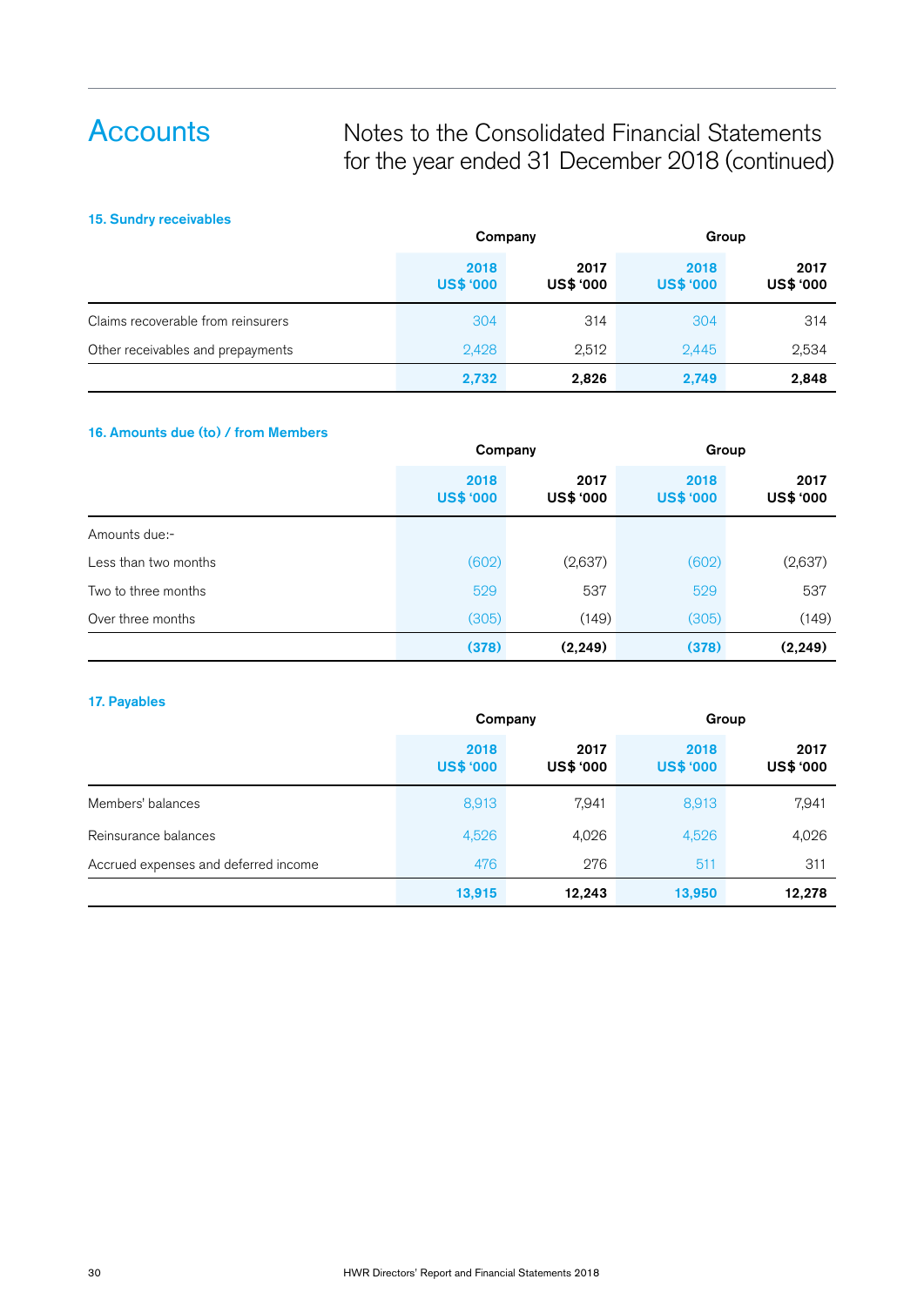# Accounts

## Notes to the Consolidated Financial Statements for the year ended 31 December 2018 (continued)

### 15. Sundry receivables

| | Company | | Group | |
|---|---|---|---|---|
| | 2018 US$ '000 | 2017 US$ '000 | 2018 US$ '000 | 2017 US$ '000 |
| Claims recoverable from reinsurers | 304 | 314 | 304 | 314 |
| Other receivables and prepayments | 2,428 | 2,512 | 2,445 | 2,534 |
| | **2,732** | **2,826** | **2,749** | **2,848** |

### 16. Amounts due (to) / from Members

| | Company | | Group | |
|---|---|---|---|---|
| | 2018 US$ '000 | 2017 US$ '000 | 2018 US$ '000 | 2017 US$ '000 |
| Amounts due:- | | | | |
| Less than two months | (602) | (2,637) | (602) | (2,637) |
| Two to three months | 529 | 537 | 529 | 537 |
| Over three months | (305) | (149) | (305) | (149) |
| | **(378)** | **(2,249)** | **(378)** | **(2,249)** |

### 17. Payables

| | Company | | Group | |
|---|---|---|---|---|
| | 2018 US$ '000 | 2017 US$ '000 | 2018 US$ '000 | 2017 US$ '000 |
| Members' balances | 8,913 | 7,941 | 8,913 | 7,941 |
| Reinsurance balances | 4,526 | 4,026 | 4,526 | 4,026 |
| Accrued expenses and deferred income | 476 | 276 | 511 | 311 |
| | **13,915** | **12,243** | **13,950** | **12,278** |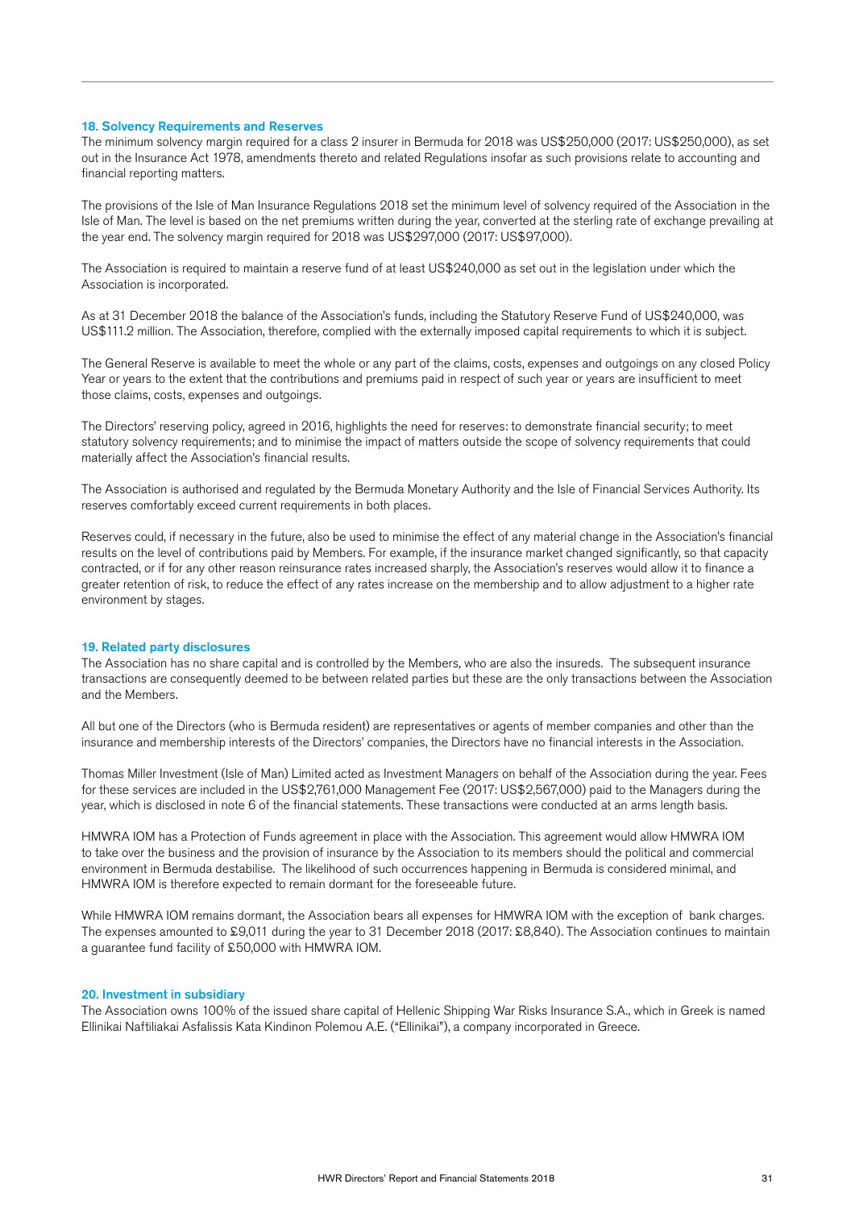## 18. Solvency Requirements and Reserves

The minimum solvency margin required for a class 2 insurer in Bermuda for 2018 was US$250,000 (2017: US$250,000), as set out in the Insurance Act 1978, amendments thereto and related Regulations insofar as such provisions relate to accounting and financial reporting matters.

The provisions of the Isle of Man Insurance Regulations 2018 set the minimum level of solvency required of the Association in the Isle of Man. The level is based on the net premiums written during the year, converted at the sterling rate of exchange prevailing at the year end. The solvency margin required for 2018 was US$297,000 (2017: US$97,000).

The Association is required to maintain a reserve fund of at least US$240,000 as set out in the legislation under which the Association is incorporated.

As at 31 December 2018 the balance of the Association's funds, including the Statutory Reserve Fund of US$240,000, was US$111.2 million. The Association, therefore, complied with the externally imposed capital requirements to which it is subject.

The General Reserve is available to meet the whole or any part of the claims, costs, expenses and outgoings on any closed Policy Year or years to the extent that the contributions and premiums paid in respect of such year or years are insufficient to meet those claims, costs, expenses and outgoings.

The Directors' reserving policy, agreed in 2016, highlights the need for reserves: to demonstrate financial security; to meet statutory solvency requirements; and to minimise the impact of matters outside the scope of solvency requirements that could materially affect the Association's financial results.

The Association is authorised and regulated by the Bermuda Monetary Authority and the Isle of Financial Services Authority. Its reserves comfortably exceed current requirements in both places.

Reserves could, if necessary in the future, also be used to minimise the effect of any material change in the Association's financial results on the level of contributions paid by Members. For example, if the insurance market changed significantly, so that capacity contracted, or if for any other reason reinsurance rates increased sharply, the Association's reserves would allow it to finance a greater retention of risk, to reduce the effect of any rates increase on the membership and to allow adjustment to a higher rate environment by stages.

## 19. Related party disclosures

The Association has no share capital and is controlled by the Members, who are also the insureds. The subsequent insurance transactions are consequently deemed to be between related parties but these are the only transactions between the Association and the Members.

All but one of the Directors (who is Bermuda resident) are representatives or agents of member companies and other than the insurance and membership interests of the Directors' companies, the Directors have no financial interests in the Association.

Thomas Miller Investment (Isle of Man) Limited acted as Investment Managers on behalf of the Association during the year. Fees for these services are included in the US$2,761,000 Management Fee (2017: US$2,567,000) paid to the Managers during the year, which is disclosed in note 6 of the financial statements. These transactions were conducted at an arms length basis.

HMWRA IOM has a Protection of Funds agreement in place with the Association. This agreement would allow HMWRA IOM to take over the business and the provision of insurance by the Association to its members should the political and commercial environment in Bermuda destabilise. The likelihood of such occurrences happening in Bermuda is considered minimal, and HMWRA IOM is therefore expected to remain dormant for the foreseeable future.

While HMWRA IOM remains dormant, the Association bears all expenses for HMWRA IOM with the exception of bank charges. The expenses amounted to £9,011 during the year to 31 December 2018 (2017: £8,840). The Association continues to maintain a guarantee fund facility of £50,000 with HMWRA IOM.

## 20. Investment in subsidiary

The Association owns 100% of the issued share capital of Hellenic Shipping War Risks Insurance S.A., which in Greek is named Ellinikai Naftiliakai Asfalissis Kata Kindinon Polemou A.E. ("Ellinikai"), a company incorporated in Greece.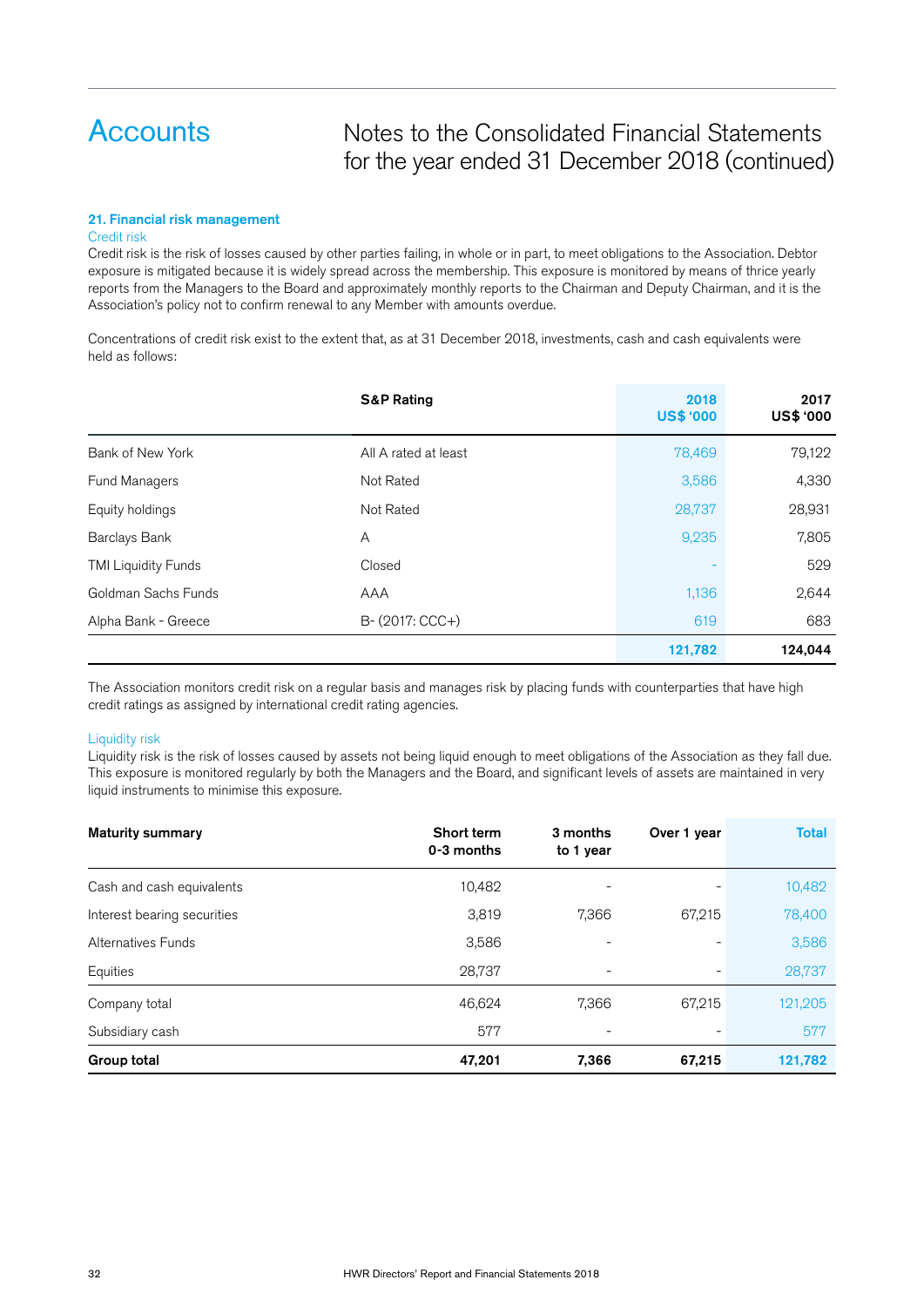# Accounts

## Notes to the Consolidated Financial Statements for the year ended 31 December 2018 (continued)

### 21. Financial risk management

#### Credit risk

Credit risk is the risk of losses caused by other parties failing, in whole or in part, to meet obligations to the Association. Debtor exposure is mitigated because it is widely spread across the membership. This exposure is monitored by means of thrice yearly reports from the Managers to the Board and approximately monthly reports to the Chairman and Deputy Chairman, and it is the Association's policy not to confirm renewal to any Member with amounts overdue.

Concentrations of credit risk exist to the extent that, as at 31 December 2018, investments, cash and cash equivalents were held as follows:

| | S&P Rating | 2018 US$ '000 | 2017 US$ '000 |
|---|---|---|---|
| Bank of New York | All A rated at least | 78,469 | 79,122 |
| Fund Managers | Not Rated | 3,586 | 4,330 |
| Equity holdings | Not Rated | 28,737 | 28,931 |
| Barclays Bank | A | 9,235 | 7,805 |
| TMI Liquidity Funds | Closed | - | 529 |
| Goldman Sachs Funds | AAA | 1,136 | 2,644 |
| Alpha Bank - Greece | B- (2017: CCC+) | 619 | 683 |
| | | **121,782** | **124,044** |

The Association monitors credit risk on a regular basis and manages risk by placing funds with counterparties that have high credit ratings as assigned by international credit rating agencies.

#### Liquidity risk

Liquidity risk is the risk of losses caused by assets not being liquid enough to meet obligations of the Association as they fall due. This exposure is monitored regularly by both the Managers and the Board, and significant levels of assets are maintained in very liquid instruments to minimise this exposure.

| Maturity summary | Short term 0-3 months | 3 months to 1 year | Over 1 year | Total |
|---|---|---|---|---|
| Cash and cash equivalents | 10,482 | - | - | 10,482 |
| Interest bearing securities | 3,819 | 7,366 | 67,215 | 78,400 |
| Alternatives Funds | 3,586 | - | - | 3,586 |
| Equities | 28,737 | - | - | 28,737 |
| Company total | 46,624 | 7,366 | 67,215 | 121,205 |
| Subsidiary cash | 577 | - | - | 577 |
| **Group total** | **47,201** | **7,366** | **67,215** | **121,782** |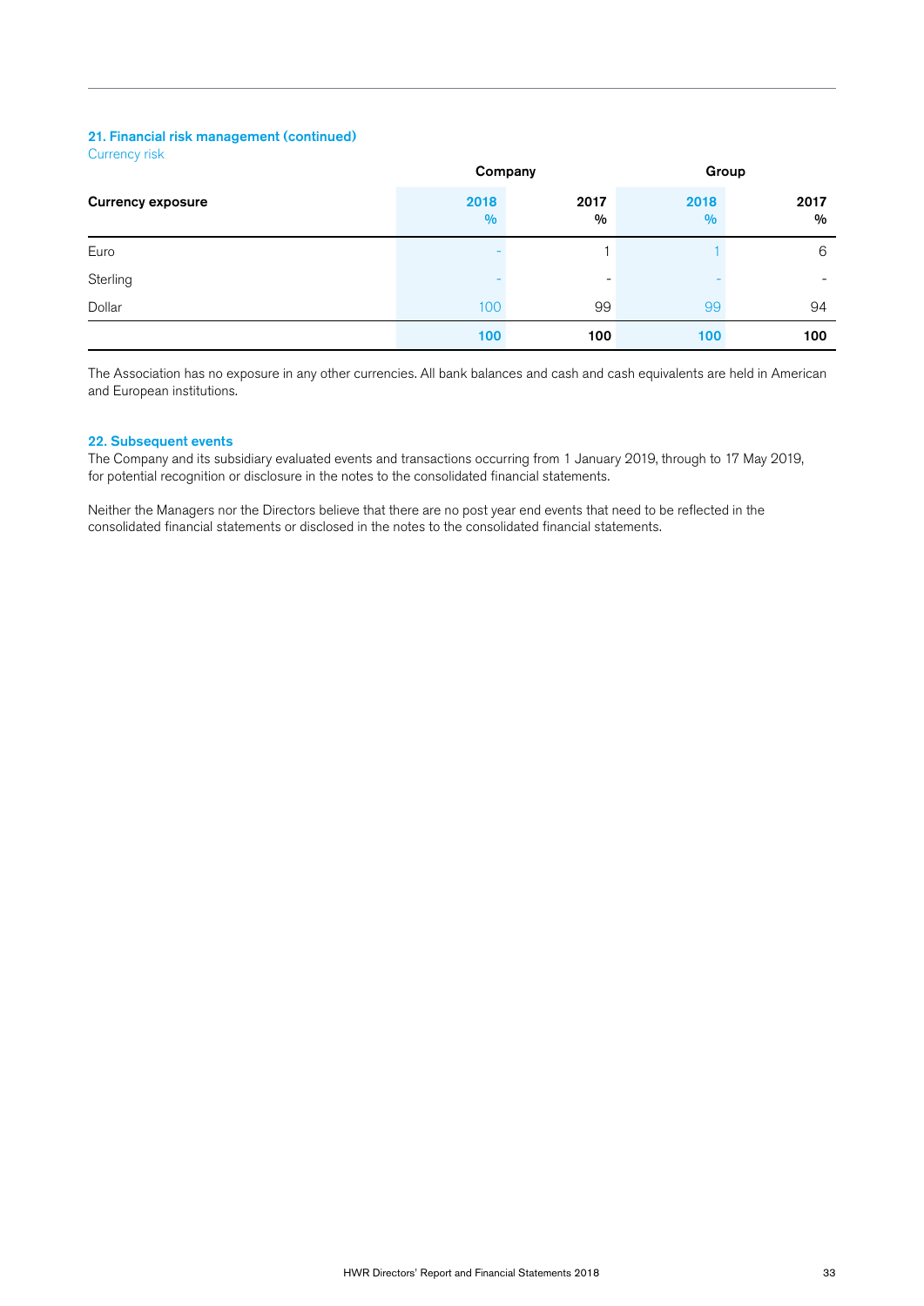## 21. Financial risk management (continued)

Currency risk

| Currency exposure | Company | | Group | |
|---|---|---|---|---|
| | 2018<br>% | 2017<br>% | 2018<br>% | 2017<br>% |
| Euro | - | 1 | 1 | 6 |
| Sterling | - | - | - | - |
| Dollar | 100 | 99 | 99 | 94 |
| | **100** | **100** | **100** | **100** |

The Association has no exposure in any other currencies. All bank balances and cash and cash equivalents are held in American and European institutions.

## 22. Subsequent events

The Company and its subsidiary evaluated events and transactions occurring from 1 January 2019, through to 17 May 2019, for potential recognition or disclosure in the notes to the consolidated financial statements.

Neither the Managers nor the Directors believe that there are no post year end events that need to be reflected in the consolidated financial statements or disclosed in the notes to the consolidated financial statements.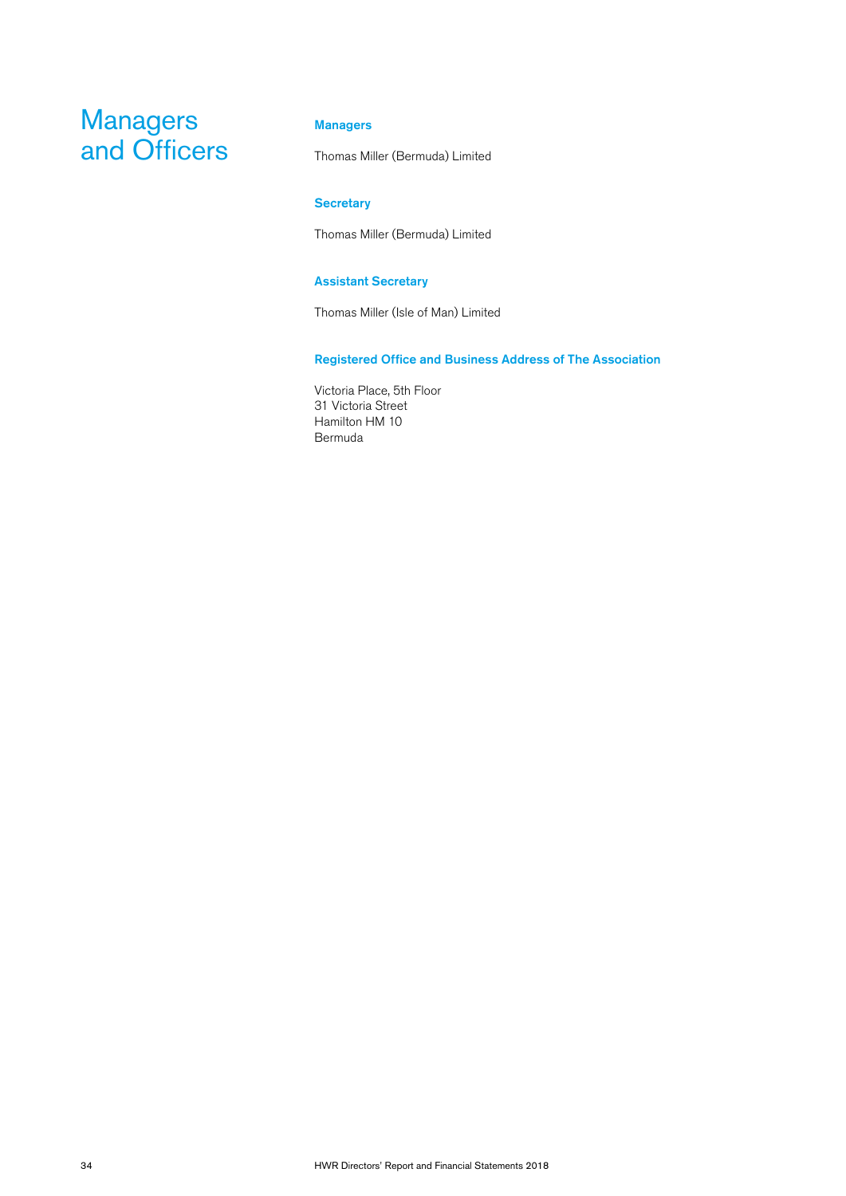# Managers and Officers

## Managers

Thomas Miller (Bermuda) Limited

## Secretary

Thomas Miller (Bermuda) Limited

## Assistant Secretary

Thomas Miller (Isle of Man) Limited

## Registered Office and Business Address of The Association

Victoria Place, 5th Floor
31 Victoria Street
Hamilton HM 10
Bermuda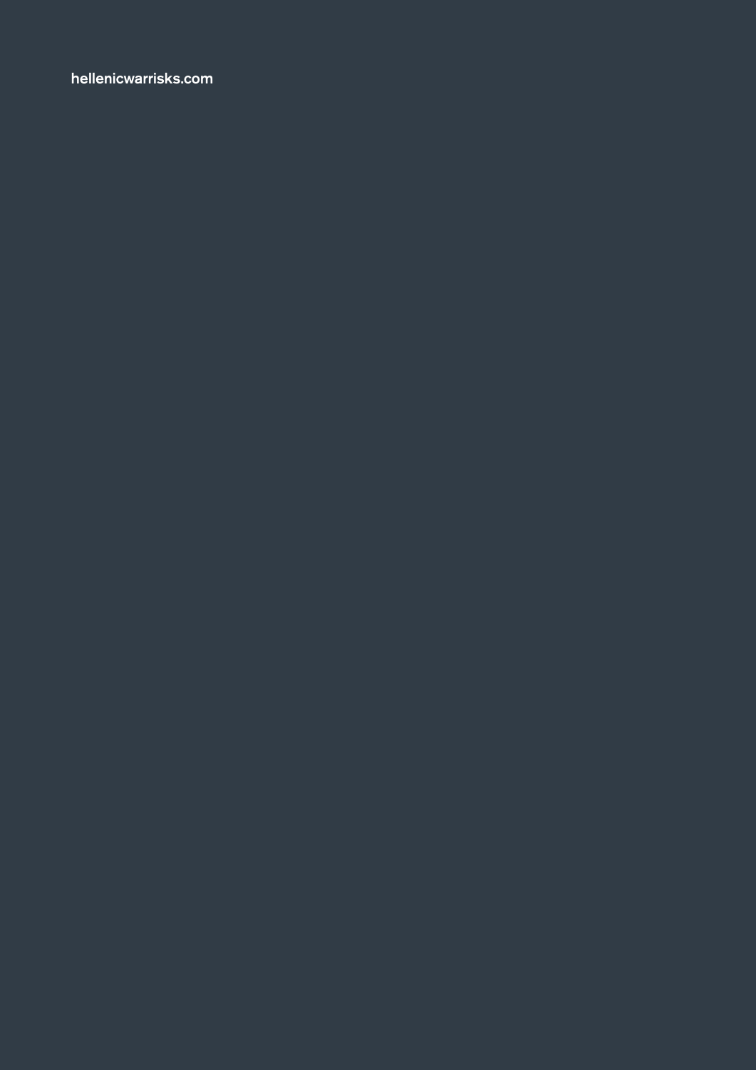hellenicwarrisks.com